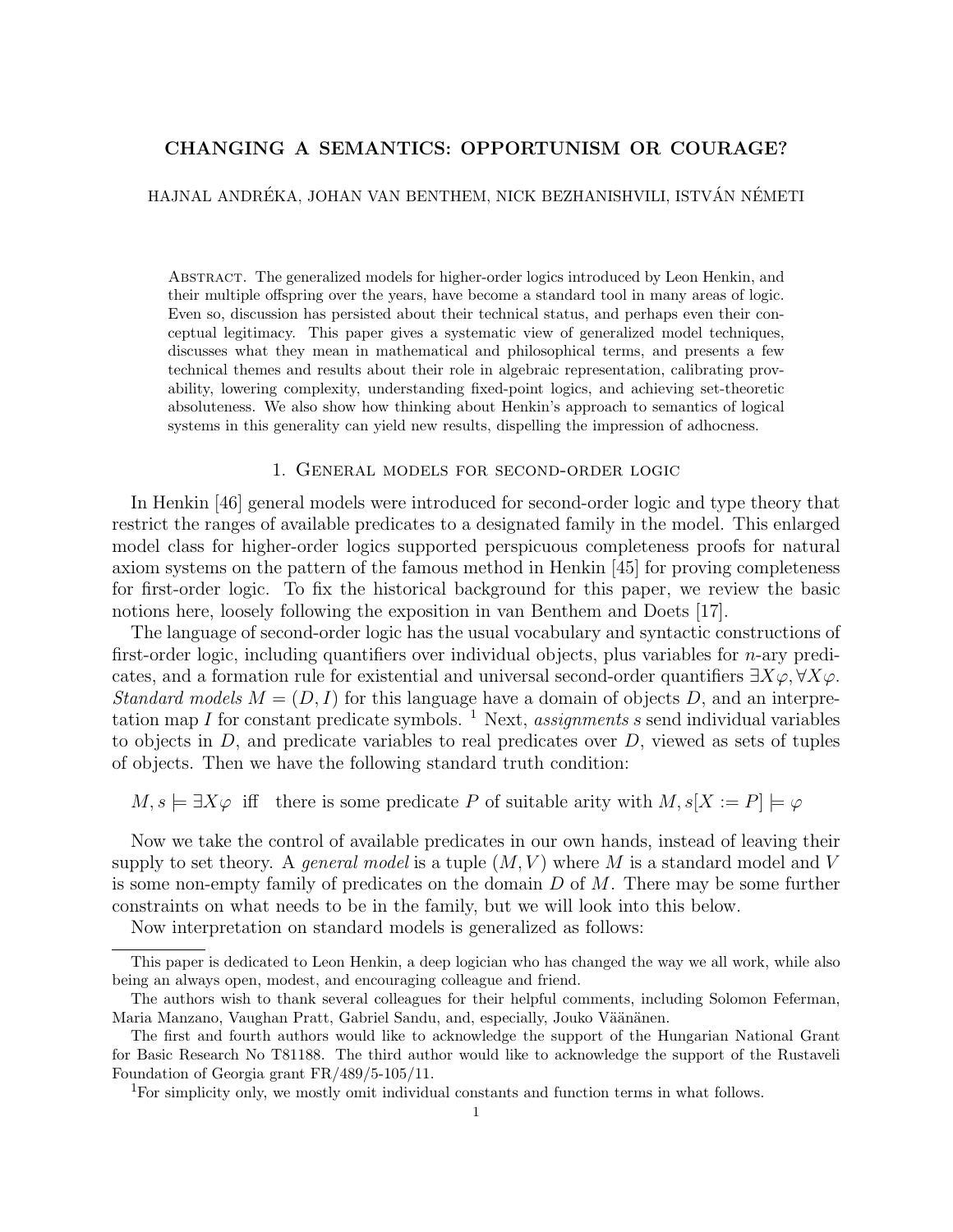# CHANGING A SEMANTICS: OPPORTUNISM OR COURAGE?

HAJNAL ANDRÉKA, JOHAN VAN BENTHEM, NICK BEZHANISHVILI, ISTVÁN NÉMETI

Abstract. The generalized models for higher-order logics introduced by Leon Henkin, and their multiple offspring over the years, have become a standard tool in many areas of logic. Even so, discussion has persisted about their technical status, and perhaps even their conceptual legitimacy. This paper gives a systematic view of generalized model techniques, discusses what they mean in mathematical and philosophical terms, and presents a few technical themes and results about their role in algebraic representation, calibrating provability, lowering complexity, understanding fixed-point logics, and achieving set-theoretic absoluteness. We also show how thinking about Henkin's approach to semantics of logical systems in this generality can yield new results, dispelling the impression of adhocness.

## 1. General models for second-order logic

In Henkin [46] general models were introduced for second-order logic and type theory that restrict the ranges of available predicates to a designated family in the model. This enlarged model class for higher-order logics supported perspicuous completeness proofs for natural axiom systems on the pattern of the famous method in Henkin [45] for proving completeness for first-order logic. To fix the historical background for this paper, we review the basic notions here, loosely following the exposition in van Benthem and Doets [17].

The language of second-order logic has the usual vocabulary and syntactic constructions of first-order logic, including quantifiers over individual objects, plus variables for $n$-ary predicates, and a formation rule for existential and universal second-order quantifiers $\exists X\varphi, \forall X\varphi$. *Standard models* $M = (D, I)$ for this language have a domain of objects $D$, and an interpretation map $I$ for constant predicate symbols. [1] Next, *assignments* $s$ send individual variables to objects in $D$, and predicate variables to real predicates over $D$, viewed as sets of tuples of objects. Then we have the following standard truth condition:

$$M, s \models \exists X\varphi \ \text{ iff } \ \text{there is some predicate } P \text{ of suitable arity with } M, s[X := P] \models \varphi$$

Now we take the control of available predicates in our own hands, instead of leaving their supply to set theory. A *general model* is a tuple $(M, V)$ where $M$ is a standard model and $V$ is some non-empty family of predicates on the domain $D$ of $M$. There may be some further constraints on what needs to be in the family, but we will look into this below.

Now interpretation on standard models is generalized as follows:

---

This paper is dedicated to Leon Henkin, a deep logician who has changed the way we all work, while also being an always open, modest, and encouraging colleague and friend.

The authors wish to thank several colleagues for their helpful comments, including Solomon Feferman, Maria Manzano, Vaughan Pratt, Gabriel Sandu, and, especially, Jouko Väänänen.

The first and fourth authors would like to acknowledge the support of the Hungarian National Grant for Basic Research No T81188. The third author would like to acknowledge the support of the Rustaveli Foundation of Georgia grant FR/489/5-105/11.

[1] For simplicity only, we mostly omit individual constants and function terms in what follows.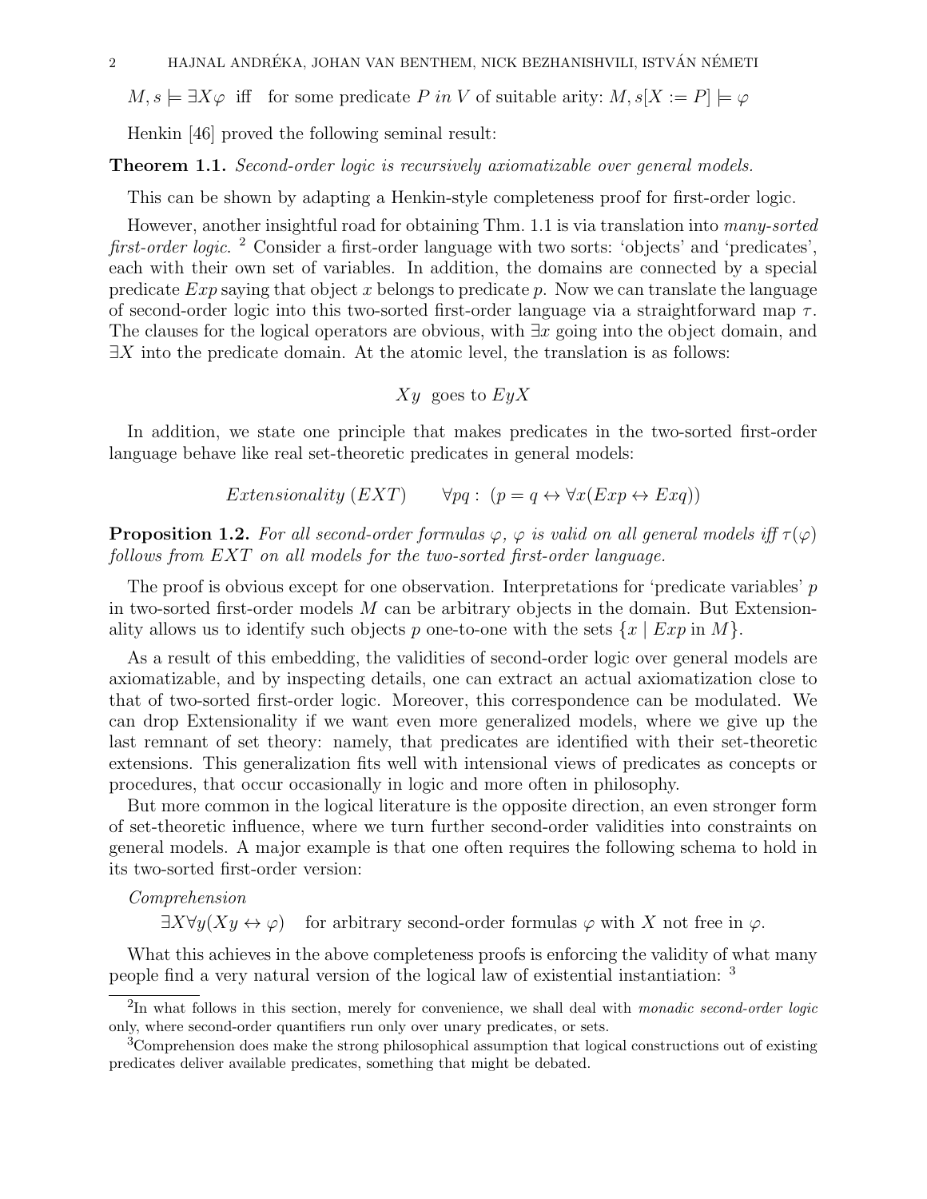$M, s \models \exists X\varphi$ iff for some predicate $P$ *in* $V$ of suitable arity: $M, s[X := P] \models \varphi$

Henkin [46] proved the following seminal result:

**Theorem 1.1.** *Second-order logic is recursively axiomatizable over general models.*

This can be shown by adapting a Henkin-style completeness proof for first-order logic.

However, another insightful road for obtaining Thm. 1.1 is via translation into *many-sorted first-order logic*. [2] Consider a first-order language with two sorts: 'objects' and 'predicates', each with their own set of variables. In addition, the domains are connected by a special predicate $Exp$ saying that object $x$ belongs to predicate $p$. Now we can translate the language of second-order logic into this two-sorted first-order language via a straightforward map $\tau$. The clauses for the logical operators are obvious, with $\exists x$ going into the object domain, and $\exists X$ into the predicate domain. At the atomic level, the translation is as follows:

$$Xy \text{ goes to } EyX$$

In addition, we state one principle that makes predicates in the two-sorted first-order language behave like real set-theoretic predicates in general models:

$$\textit{Extensionality (EXT)} \qquad \forall pq : (p = q \leftrightarrow \forall x(Exp \leftrightarrow Exq))$$

**Proposition 1.2.** *For all second-order formulas $\varphi$, $\varphi$ is valid on all general models iff $\tau(\varphi)$ follows from $EXT$ on all models for the two-sorted first-order language.*

The proof is obvious except for one observation. Interpretations for 'predicate variables' $p$ in two-sorted first-order models $M$ can be arbitrary objects in the domain. But Extensionality allows us to identify such objects $p$ one-to-one with the sets $\{x \mid Exp \text{ in } M\}$.

As a result of this embedding, the validities of second-order logic over general models are axiomatizable, and by inspecting details, one can extract an actual axiomatization close to that of two-sorted first-order logic. Moreover, this correspondence can be modulated. We can drop Extensionality if we want even more generalized models, where we give up the last remnant of set theory: namely, that predicates are identified with their set-theoretic extensions. This generalization fits well with intensional views of predicates as concepts or procedures, that occur occasionally in logic and more often in philosophy.

But more common in the logical literature is the opposite direction, an even stronger form of set-theoretic influence, where we turn further second-order validities into constraints on general models. A major example is that one often requires the following schema to hold in its two-sorted first-order version:

*Comprehension*

$\exists X \forall y(Xy \leftrightarrow \varphi)$ for arbitrary second-order formulas $\varphi$ with $X$ not free in $\varphi$.

What this achieves in the above completeness proofs is enforcing the validity of what many people find a very natural version of the logical law of existential instantiation: [3]

---

[2] In what follows in this section, merely for convenience, we shall deal with *monadic second-order logic* only, where second-order quantifiers run only over unary predicates, or sets.

[3] Comprehension does make the strong philosophical assumption that logical constructions out of existing predicates deliver available predicates, something that might be debated.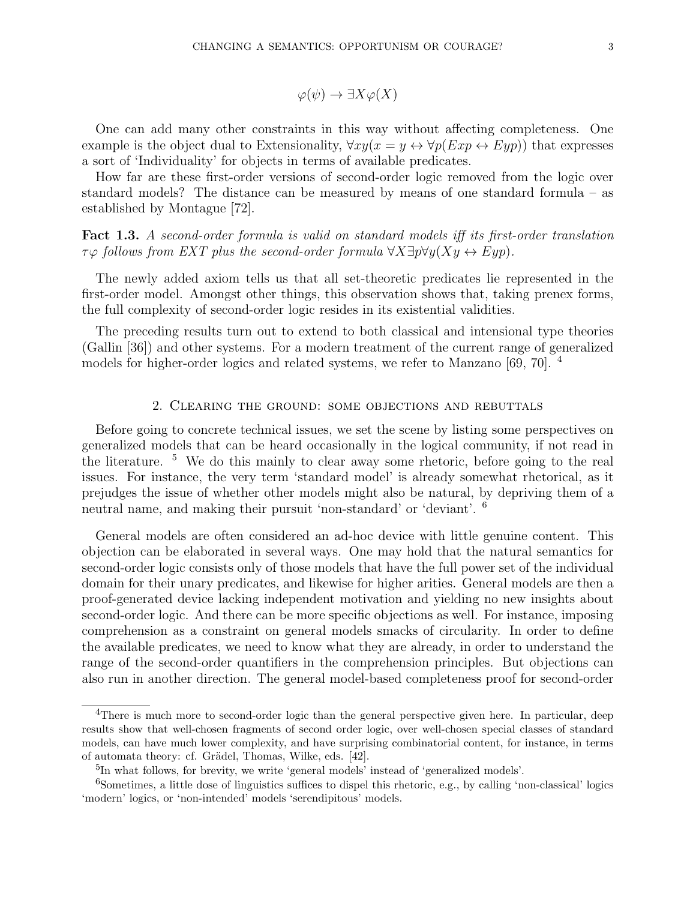$$\varphi(\psi) \to \exists X \varphi(X)$$

One can add many other constraints in this way without affecting completeness. One example is the object dual to Extensionality, $\forall xy(x = y \leftrightarrow \forall p(Exp \leftrightarrow Eyp))$ that expresses a sort of 'Individuality' for objects in terms of available predicates.

How far are these first-order versions of second-order logic removed from the logic over standard models? The distance can be measured by means of one standard formula – as established by Montague [72].

**Fact 1.3.** *A second-order formula is valid on standard models iff its first-order translation $\tau\varphi$ follows from EXT plus the second-order formula $\forall X \exists p \forall y(Xy \leftrightarrow Eyp)$.*

The newly added axiom tells us that all set-theoretic predicates lie represented in the first-order model. Amongst other things, this observation shows that, taking prenex forms, the full complexity of second-order logic resides in its existential validities.

The preceding results turn out to extend to both classical and intensional type theories (Gallin [36]) and other systems. For a modern treatment of the current range of generalized models for higher-order logics and related systems, we refer to Manzano [69, 70]. [4]

## 2. Clearing the ground: some objections and rebuttals

Before going to concrete technical issues, we set the scene by listing some perspectives on generalized models that can be heard occasionally in the logical community, if not read in the literature. [5] We do this mainly to clear away some rhetoric, before going to the real issues. For instance, the very term 'standard model' is already somewhat rhetorical, as it prejudges the issue of whether other models might also be natural, by depriving them of a neutral name, and making their pursuit 'non-standard' or 'deviant'. [6]

General models are often considered an ad-hoc device with little genuine content. This objection can be elaborated in several ways. One may hold that the natural semantics for second-order logic consists only of those models that have the full power set of the individual domain for their unary predicates, and likewise for higher arities. General models are then a proof-generated device lacking independent motivation and yielding no new insights about second-order logic. And there can be more specific objections as well. For instance, imposing comprehension as a constraint on general models smacks of circularity. In order to define the available predicates, we need to know what they are already, in order to understand the range of the second-order quantifiers in the comprehension principles. But objections can also run in another direction. The general model-based completeness proof for second-order

---

[4] There is much more to second-order logic than the general perspective given here. In particular, deep results show that well-chosen fragments of second order logic, over well-chosen special classes of standard models, can have much lower complexity, and have surprising combinatorial content, for instance, in terms of automata theory: cf. Grädel, Thomas, Wilke, eds. [42].

[5] In what follows, for brevity, we write 'general models' instead of 'generalized models'.

[6] Sometimes, a little dose of linguistics suffices to dispel this rhetoric, e.g., by calling 'non-classical' logics 'modern' logics, or 'non-intended' models 'serendipitous' models.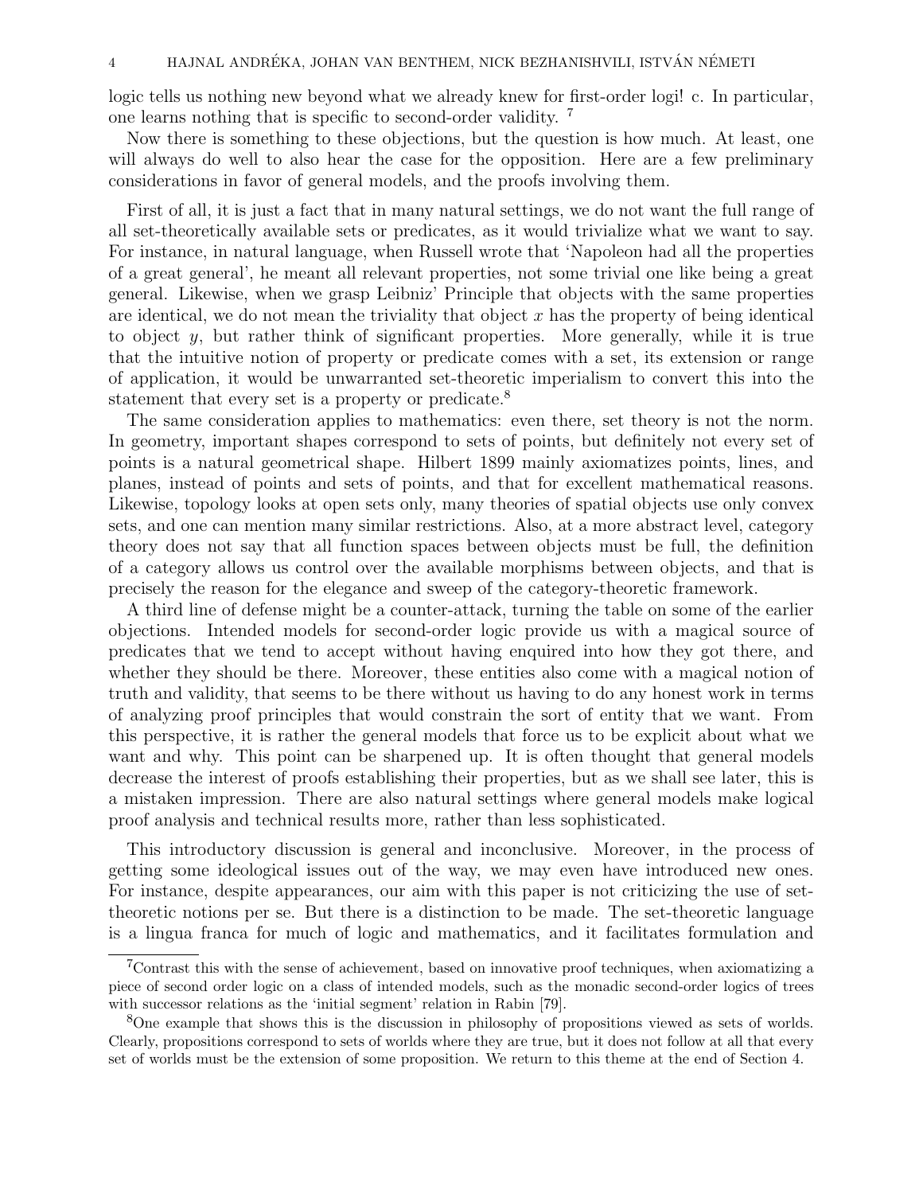logic tells us nothing new beyond what we already knew for first-order logi! c. In particular, one learns nothing that is specific to second-order validity. [7]

Now there is something to these objections, but the question is how much. At least, one will always do well to also hear the case for the opposition. Here are a few preliminary considerations in favor of general models, and the proofs involving them.

First of all, it is just a fact that in many natural settings, we do not want the full range of all set-theoretically available sets or predicates, as it would trivialize what we want to say. For instance, in natural language, when Russell wrote that 'Napoleon had all the properties of a great general', he meant all relevant properties, not some trivial one like being a great general. Likewise, when we grasp Leibniz' Principle that objects with the same properties are identical, we do not mean the triviality that object $x$ has the property of being identical to object $y$, but rather think of significant properties. More generally, while it is true that the intuitive notion of property or predicate comes with a set, its extension or range of application, it would be unwarranted set-theoretic imperialism to convert this into the statement that every set is a property or predicate.[8]

The same consideration applies to mathematics: even there, set theory is not the norm. In geometry, important shapes correspond to sets of points, but definitely not every set of points is a natural geometrical shape. Hilbert 1899 mainly axiomatizes points, lines, and planes, instead of points and sets of points, and that for excellent mathematical reasons. Likewise, topology looks at open sets only, many theories of spatial objects use only convex sets, and one can mention many similar restrictions. Also, at a more abstract level, category theory does not say that all function spaces between objects must be full, the definition of a category allows us control over the available morphisms between objects, and that is precisely the reason for the elegance and sweep of the category-theoretic framework.

A third line of defense might be a counter-attack, turning the table on some of the earlier objections. Intended models for second-order logic provide us with a magical source of predicates that we tend to accept without having enquired into how they got there, and whether they should be there. Moreover, these entities also come with a magical notion of truth and validity, that seems to be there without us having to do any honest work in terms of analyzing proof principles that would constrain the sort of entity that we want. From this perspective, it is rather the general models that force us to be explicit about what we want and why. This point can be sharpened up. It is often thought that general models decrease the interest of proofs establishing their properties, but as we shall see later, this is a mistaken impression. There are also natural settings where general models make logical proof analysis and technical results more, rather than less sophisticated.

This introductory discussion is general and inconclusive. Moreover, in the process of getting some ideological issues out of the way, we may even have introduced new ones. For instance, despite appearances, our aim with this paper is not criticizing the use of set-theoretic notions per se. But there is a distinction to be made. The set-theoretic language is a lingua franca for much of logic and mathematics, and it facilitates formulation and

[7] Contrast this with the sense of achievement, based on innovative proof techniques, when axiomatizing a piece of second order logic on a class of intended models, such as the monadic second-order logics of trees with successor relations as the 'initial segment' relation in Rabin [79].

[8] One example that shows this is the discussion in philosophy of propositions viewed as sets of worlds. Clearly, propositions correspond to sets of worlds where they are true, but it does not follow at all that every set of worlds must be the extension of some proposition. We return to this theme at the end of Section 4.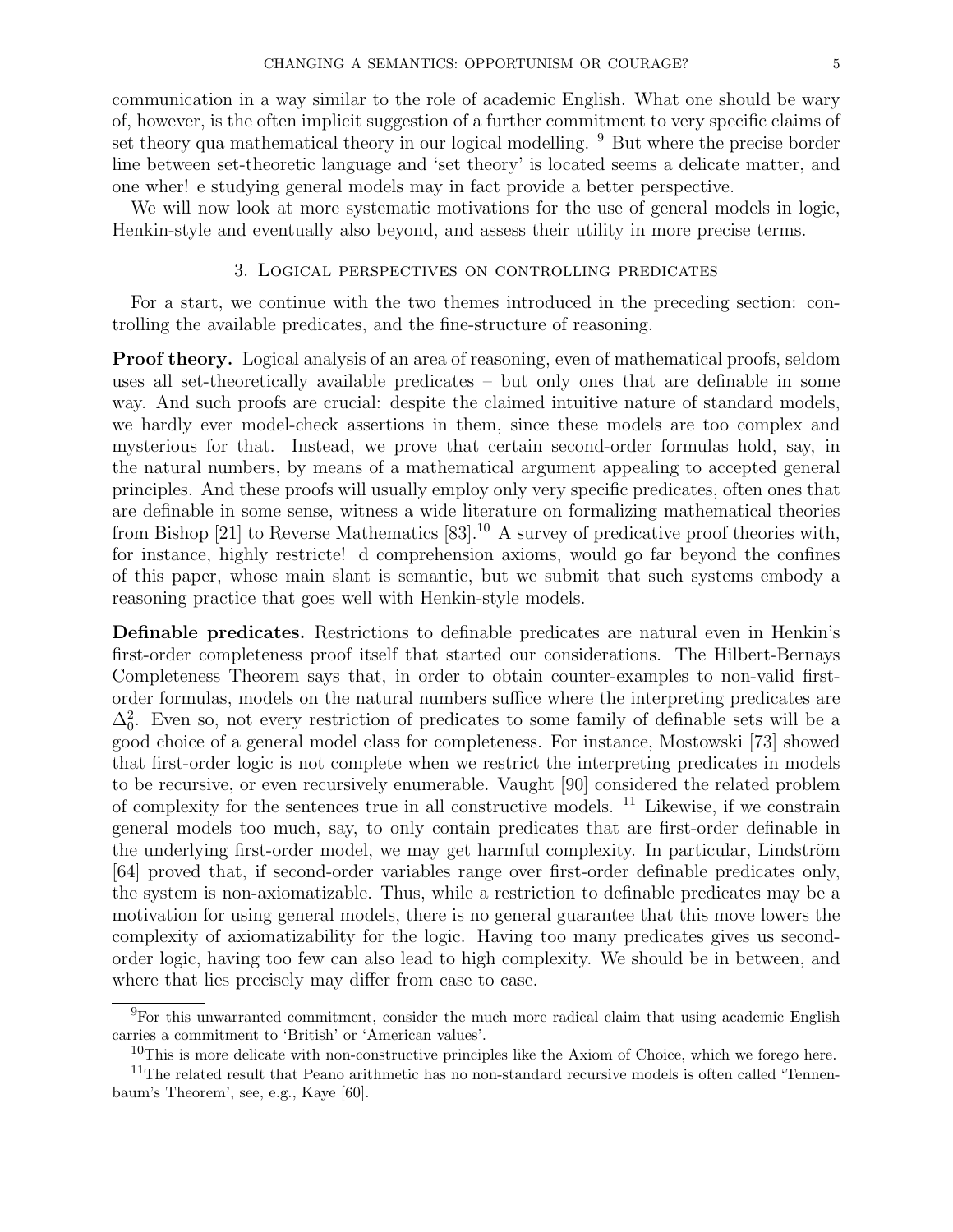communication in a way similar to the role of academic English. What one should be wary of, however, is the often implicit suggestion of a further commitment to very specific claims of set theory qua mathematical theory in our logical modelling. [9] But where the precise border line between set-theoretic language and 'set theory' is located seems a delicate matter, and one wher! e studying general models may in fact provide a better perspective.

We will now look at more systematic motivations for the use of general models in logic, Henkin-style and eventually also beyond, and assess their utility in more precise terms.

## 3. Logical perspectives on controlling predicates

For a start, we continue with the two themes introduced in the preceding section: controlling the available predicates, and the fine-structure of reasoning.

**Proof theory.** Logical analysis of an area of reasoning, even of mathematical proofs, seldom uses all set-theoretically available predicates – but only ones that are definable in some way. And such proofs are crucial: despite the claimed intuitive nature of standard models, we hardly ever model-check assertions in them, since these models are too complex and mysterious for that. Instead, we prove that certain second-order formulas hold, say, in the natural numbers, by means of a mathematical argument appealing to accepted general principles. And these proofs will usually employ only very specific predicates, often ones that are definable in some sense, witness a wide literature on formalizing mathematical theories from Bishop [21] to Reverse Mathematics [83].[10] A survey of predicative proof theories with, for instance, highly restricte! d comprehension axioms, would go far beyond the confines of this paper, whose main slant is semantic, but we submit that such systems embody a reasoning practice that goes well with Henkin-style models.

**Definable predicates.** Restrictions to definable predicates are natural even in Henkin's first-order completeness proof itself that started our considerations. The Hilbert-Bernays Completeness Theorem says that, in order to obtain counter-examples to non-valid first-order formulas, models on the natural numbers suffice where the interpreting predicates are $\Delta^2_0$. Even so, not every restriction of predicates to some family of definable sets will be a good choice of a general model class for completeness. For instance, Mostowski [73] showed that first-order logic is not complete when we restrict the interpreting predicates in models to be recursive, or even recursively enumerable. Vaught [90] considered the related problem of complexity for the sentences true in all constructive models. [11] Likewise, if we constrain general models too much, say, to only contain predicates that are first-order definable in the underlying first-order model, we may get harmful complexity. In particular, Lindström [64] proved that, if second-order variables range over first-order definable predicates only, the system is non-axiomatizable. Thus, while a restriction to definable predicates may be a motivation for using general models, there is no general guarantee that this move lowers the complexity of axiomatizability for the logic. Having too many predicates gives us second-order logic, having too few can also lead to high complexity. We should be in between, and where that lies precisely may differ from case to case.

---

[9] For this unwarranted commitment, consider the much more radical claim that using academic English carries a commitment to 'British' or 'American values'.

[10] This is more delicate with non-constructive principles like the Axiom of Choice, which we forego here.

[11] The related result that Peano arithmetic has no non-standard recursive models is often called 'Tennenbaum's Theorem', see, e.g., Kaye [60].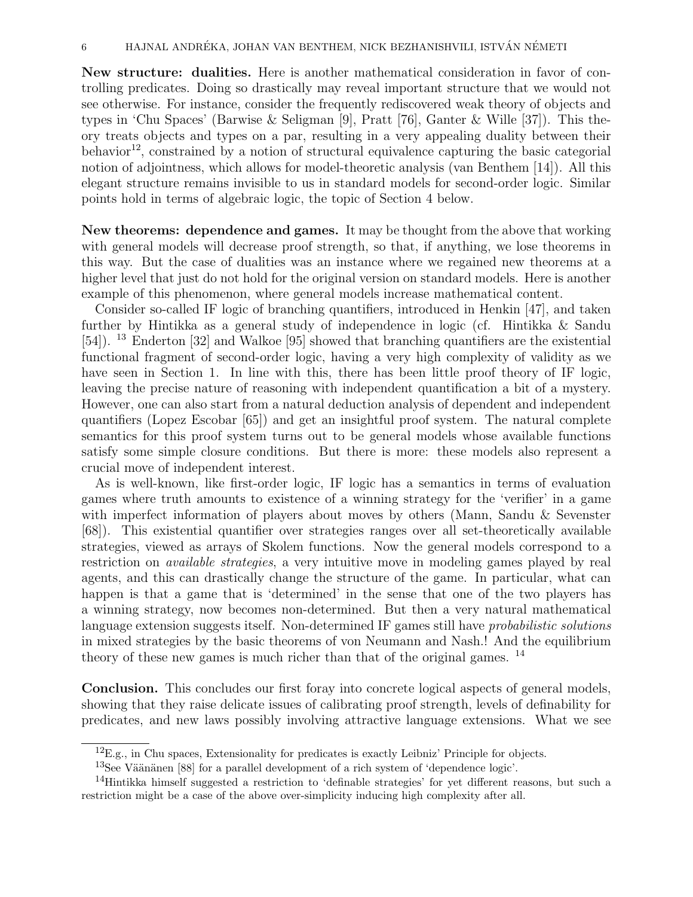**New structure: dualities.** Here is another mathematical consideration in favor of controlling predicates. Doing so drastically may reveal important structure that we would not see otherwise. For instance, consider the frequently rediscovered weak theory of objects and types in 'Chu Spaces' (Barwise & Seligman [9], Pratt [76], Ganter & Wille [37]). This theory treats objects and types on a par, resulting in a very appealing duality between their behavior[12], constrained by a notion of structural equivalence capturing the basic categorial notion of adjointness, which allows for model-theoretic analysis (van Benthem [14]). All this elegant structure remains invisible to us in standard models for second-order logic. Similar points hold in terms of algebraic logic, the topic of Section 4 below.

**New theorems: dependence and games.** It may be thought from the above that working with general models will decrease proof strength, so that, if anything, we lose theorems in this way. But the case of dualities was an instance where we regained new theorems at a higher level that just do not hold for the original version on standard models. Here is another example of this phenomenon, where general models increase mathematical content.

Consider so-called IF logic of branching quantifiers, introduced in Henkin [47], and taken further by Hintikka as a general study of independence in logic (cf. Hintikka & Sandu [54]). [13] Enderton [32] and Walkoe [95] showed that branching quantifiers are the existential functional fragment of second-order logic, having a very high complexity of validity as we have seen in Section 1. In line with this, there has been little proof theory of IF logic, leaving the precise nature of reasoning with independent quantification a bit of a mystery. However, one can also start from a natural deduction analysis of dependent and independent quantifiers (Lopez Escobar [65]) and get an insightful proof system. The natural complete semantics for this proof system turns out to be general models whose available functions satisfy some simple closure conditions. But there is more: these models also represent a crucial move of independent interest.

As is well-known, like first-order logic, IF logic has a semantics in terms of evaluation games where truth amounts to existence of a winning strategy for the 'verifier' in a game with imperfect information of players about moves by others (Mann, Sandu & Sevenster [68]). This existential quantifier over strategies ranges over all set-theoretically available strategies, viewed as arrays of Skolem functions. Now the general models correspond to a restriction on *available strategies*, a very intuitive move in modeling games played by real agents, and this can drastically change the structure of the game. In particular, what can happen is that a game that is 'determined' in the sense that one of the two players has a winning strategy, now becomes non-determined. But then a very natural mathematical language extension suggests itself. Non-determined IF games still have *probabilistic solutions* in mixed strategies by the basic theorems of von Neumann and Nash.! And the equilibrium theory of these new games is much richer than that of the original games. [14]

**Conclusion.** This concludes our first foray into concrete logical aspects of general models, showing that they raise delicate issues of calibrating proof strength, levels of definability for predicates, and new laws possibly involving attractive language extensions. What we see

[12] E.g., in Chu spaces, Extensionality for predicates is exactly Leibniz' Principle for objects.

[13] See Väänänen [88] for a parallel development of a rich system of 'dependence logic'.

[14] Hintikka himself suggested a restriction to 'definable strategies' for yet different reasons, but such a restriction might be a case of the above over-simplicity inducing high complexity after all.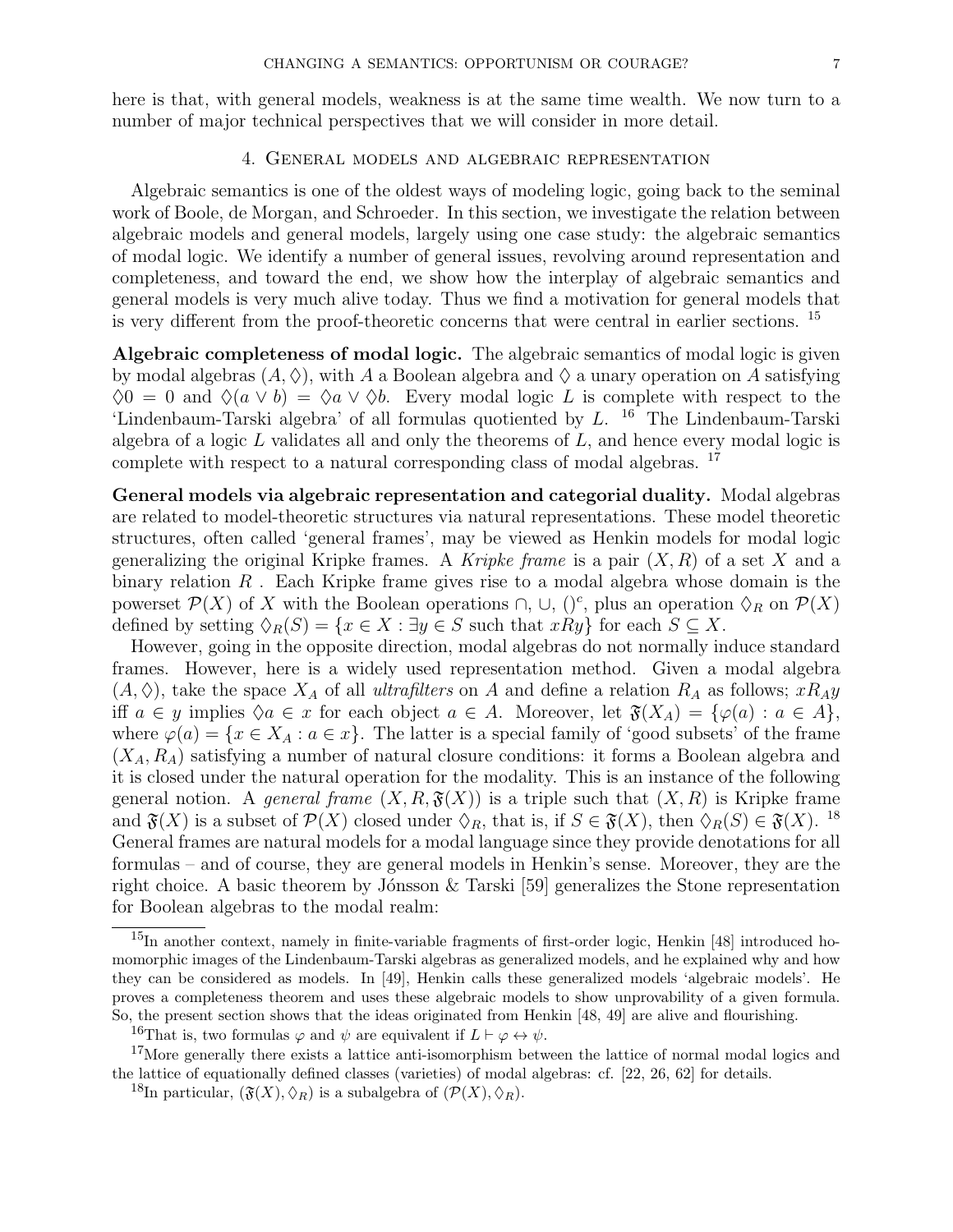here is that, with general models, weakness is at the same time wealth. We now turn to a number of major technical perspectives that we will consider in more detail.

## 4. General models and algebraic representation

Algebraic semantics is one of the oldest ways of modeling logic, going back to the seminal work of Boole, de Morgan, and Schroeder. In this section, we investigate the relation between algebraic models and general models, largely using one case study: the algebraic semantics of modal logic. We identify a number of general issues, revolving around representation and completeness, and toward the end, we show how the interplay of algebraic semantics and general models is very much alive today. Thus we find a motivation for general models that is very different from the proof-theoretic concerns that were central in earlier sections. [15]

**Algebraic completeness of modal logic.** The algebraic semantics of modal logic is given by modal algebras $(A, \Diamond)$, with $A$ a Boolean algebra and $\Diamond$ a unary operation on $A$ satisfying $\Diamond 0 = 0$ and $\Diamond(a \vee b) = \Diamond a \vee \Diamond b$. Every modal logic $L$ is complete with respect to the 'Lindenbaum-Tarski algebra' of all formulas quotiented by $L$. [16] The Lindenbaum-Tarski algebra of a logic $L$ validates all and only the theorems of $L$, and hence every modal logic is complete with respect to a natural corresponding class of modal algebras. [17]

**General models via algebraic representation and categorial duality.** Modal algebras are related to model-theoretic structures via natural representations. These model theoretic structures, often called 'general frames', may be viewed as Henkin models for modal logic generalizing the original Kripke frames. A *Kripke frame* is a pair $(X, R)$ of a set $X$ and a binary relation $R$ . Each Kripke frame gives rise to a modal algebra whose domain is the powerset $\mathcal{P}(X)$ of $X$ with the Boolean operations $\cap$, $\cup$, $()^c$, plus an operation $\Diamond_R$ on $\mathcal{P}(X)$ defined by setting $\Diamond_R(S) = \{x \in X : \exists y \in S \text{ such that } xRy\}$ for each $S \subseteq X$.

However, going in the opposite direction, modal algebras do not normally induce standard frames. However, here is a widely used representation method. Given a modal algebra $(A, \Diamond)$, take the space $X_A$ of all *ultrafilters* on $A$ and define a relation $R_A$ as follows; $xR_Ay$ iff $a \in y$ implies $\Diamond a \in x$ for each object $a \in A$. Moreover, let $\mathfrak{F}(X_A) = \{\varphi(a) : a \in A\}$, where $\varphi(a) = \{x \in X_A : a \in x\}$. The latter is a special family of 'good subsets' of the frame $(X_A, R_A)$ satisfying a number of natural closure conditions: it forms a Boolean algebra and it is closed under the natural operation for the modality. This is an instance of the following general notion. A *general frame* $(X, R, \mathfrak{F}(X))$ is a triple such that $(X, R)$ is Kripke frame and $\mathfrak{F}(X)$ is a subset of $\mathcal{P}(X)$ closed under $\Diamond_R$, that is, if $S \in \mathfrak{F}(X)$, then $\Diamond_R(S) \in \mathfrak{F}(X)$. [18] General frames are natural models for a modal language since they provide denotations for all formulas – and of course, they are general models in Henkin's sense. Moreover, they are the right choice. A basic theorem by Jónsson & Tarski [59] generalizes the Stone representation for Boolean algebras to the modal realm:

---

[15] In another context, namely in finite-variable fragments of first-order logic, Henkin [48] introduced homomorphic images of the Lindenbaum-Tarski algebras as generalized models, and he explained why and how they can be considered as models. In [49], Henkin calls these generalized models 'algebraic models'. He proves a completeness theorem and uses these algebraic models to show unprovability of a given formula. So, the present section shows that the ideas originated from Henkin [48, 49] are alive and flourishing.

[16] That is, two formulas $\varphi$ and $\psi$ are equivalent if $L \vdash \varphi \leftrightarrow \psi$.

[17] More generally there exists a lattice anti-isomorphism between the lattice of normal modal logics and the lattice of equationally defined classes (varieties) of modal algebras: cf. [22, 26, 62] for details.

[18] In particular, $(\mathfrak{F}(X), \Diamond_R)$ is a subalgebra of $(\mathcal{P}(X), \Diamond_R)$.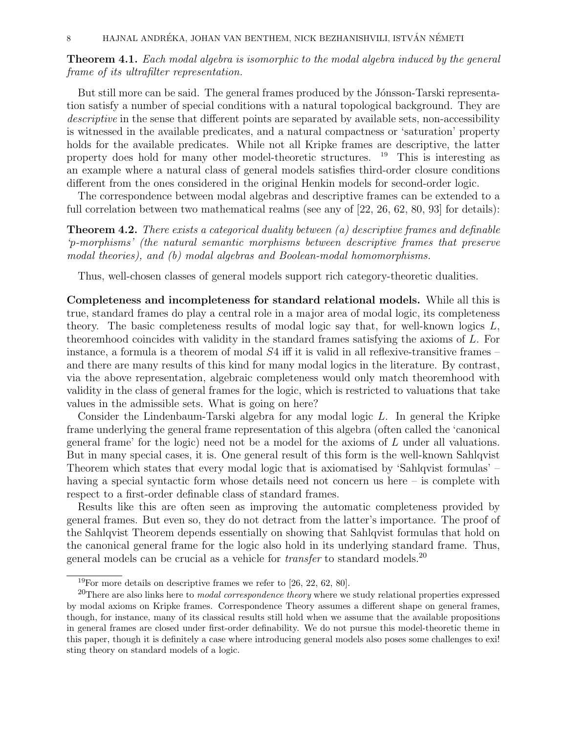**Theorem 4.1.** *Each modal algebra is isomorphic to the modal algebra induced by the general frame of its ultrafilter representation.*

But still more can be said. The general frames produced by the Jónsson-Tarski representation satisfy a number of special conditions with a natural topological background. They are *descriptive* in the sense that different points are separated by available sets, non-accessibility is witnessed in the available predicates, and a natural compactness or 'saturation' property holds for the available predicates. While not all Kripke frames are descriptive, the latter property does hold for many other model-theoretic structures. [19] This is interesting as an example where a natural class of general models satisfies third-order closure conditions different from the ones considered in the original Henkin models for second-order logic.

The correspondence between modal algebras and descriptive frames can be extended to a full correlation between two mathematical realms (see any of [22, 26, 62, 80, 93] for details):

**Theorem 4.2.** *There exists a categorical duality between (a) descriptive frames and definable 'p-morphisms' (the natural semantic morphisms between descriptive frames that preserve modal theories), and (b) modal algebras and Boolean-modal homomorphisms.*

Thus, well-chosen classes of general models support rich category-theoretic dualities.

**Completeness and incompleteness for standard relational models.** While all this is true, standard frames do play a central role in a major area of modal logic, its completeness theory. The basic completeness results of modal logic say that, for well-known logics $L$, theoremhood coincides with validity in the standard frames satisfying the axioms of $L$. For instance, a formula is a theorem of modal $S4$ iff it is valid in all reflexive-transitive frames – and there are many results of this kind for many modal logics in the literature. By contrast, via the above representation, algebraic completeness would only match theoremhood with validity in the class of general frames for the logic, which is restricted to valuations that take values in the admissible sets. What is going on here?

Consider the Lindenbaum-Tarski algebra for any modal logic $L$. In general the Kripke frame underlying the general frame representation of this algebra (often called the 'canonical general frame' for the logic) need not be a model for the axioms of $L$ under all valuations. But in many special cases, it is. One general result of this form is the well-known Sahlqvist Theorem which states that every modal logic that is axiomatised by 'Sahlqvist formulas' – having a special syntactic form whose details need not concern us here – is complete with respect to a first-order definable class of standard frames.

Results like this are often seen as improving the automatic completeness provided by general frames. But even so, they do not detract from the latter's importance. The proof of the Sahlqvist Theorem depends essentially on showing that Sahlqvist formulas that hold on the canonical general frame for the logic also hold in its underlying standard frame. Thus, general models can be crucial as a vehicle for *transfer* to standard models.[20]

---

[19] For more details on descriptive frames we refer to [26, 22, 62, 80].

[20] There are also links here to *modal correspondence theory* where we study relational properties expressed by modal axioms on Kripke frames. Correspondence Theory assumes a different shape on general frames, though, for instance, many of its classical results still hold when we assume that the available propositions in general frames are closed under first-order definability. We do not pursue this model-theoretic theme in this paper, though it is definitely a case where introducing general models also poses some challenges to exi! sting theory on standard models of a logic.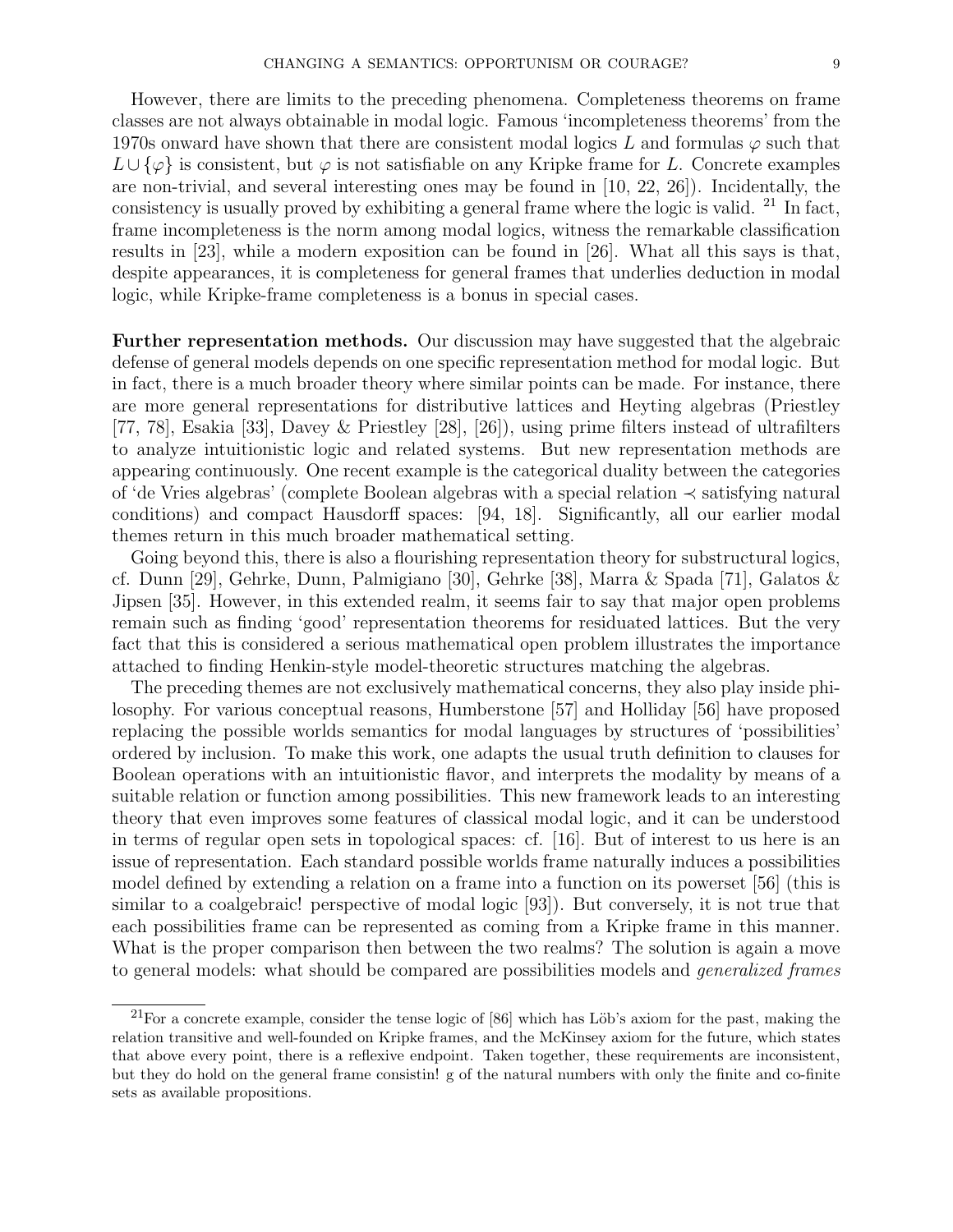However, there are limits to the preceding phenomena. Completeness theorems on frame classes are not always obtainable in modal logic. Famous 'incompleteness theorems' from the 1970s onward have shown that there are consistent modal logics $L$ and formulas $\varphi$ such that $L \cup \{\varphi\}$ is consistent, but $\varphi$ is not satisfiable on any Kripke frame for $L$. Concrete examples are non-trivial, and several interesting ones may be found in [10, 22, 26]). Incidentally, the consistency is usually proved by exhibiting a general frame where the logic is valid. [21] In fact, frame incompleteness is the norm among modal logics, witness the remarkable classification results in [23], while a modern exposition can be found in [26]. What all this says is that, despite appearances, it is completeness for general frames that underlies deduction in modal logic, while Kripke-frame completeness is a bonus in special cases.

**Further representation methods.** Our discussion may have suggested that the algebraic defense of general models depends on one specific representation method for modal logic. But in fact, there is a much broader theory where similar points can be made. For instance, there are more general representations for distributive lattices and Heyting algebras (Priestley [77, 78], Esakia [33], Davey & Priestley [28], [26]), using prime filters instead of ultrafilters to analyze intuitionistic logic and related systems. But new representation methods are appearing continuously. One recent example is the categorical duality between the categories of 'de Vries algebras' (complete Boolean algebras with a special relation $\prec$ satisfying natural conditions) and compact Hausdorff spaces: [94, 18]. Significantly, all our earlier modal themes return in this much broader mathematical setting.

Going beyond this, there is also a flourishing representation theory for substructural logics, cf. Dunn [29], Gehrke, Dunn, Palmigiano [30], Gehrke [38], Marra & Spada [71], Galatos & Jipsen [35]. However, in this extended realm, it seems fair to say that major open problems remain such as finding 'good' representation theorems for residuated lattices. But the very fact that this is considered a serious mathematical open problem illustrates the importance attached to finding Henkin-style model-theoretic structures matching the algebras.

The preceding themes are not exclusively mathematical concerns, they also play inside philosophy. For various conceptual reasons, Humberstone [57] and Holliday [56] have proposed replacing the possible worlds semantics for modal languages by structures of 'possibilities' ordered by inclusion. To make this work, one adapts the usual truth definition to clauses for Boolean operations with an intuitionistic flavor, and interprets the modality by means of a suitable relation or function among possibilities. This new framework leads to an interesting theory that even improves some features of classical modal logic, and it can be understood in terms of regular open sets in topological spaces: cf. [16]. But of interest to us here is an issue of representation. Each standard possible worlds frame naturally induces a possibilities model defined by extending a relation on a frame into a function on its powerset [56] (this is similar to a coalgebraic! perspective of modal logic [93]). But conversely, it is not true that each possibilities frame can be represented as coming from a Kripke frame in this manner. What is the proper comparison then between the two realms? The solution is again a move to general models: what should be compared are possibilities models and *generalized frames*

[21] For a concrete example, consider the tense logic of [86] which has Löb's axiom for the past, making the relation transitive and well-founded on Kripke frames, and the McKinsey axiom for the future, which states that above every point, there is a reflexive endpoint. Taken together, these requirements are inconsistent, but they do hold on the general frame consistin! g of the natural numbers with only the finite and co-finite sets as available propositions.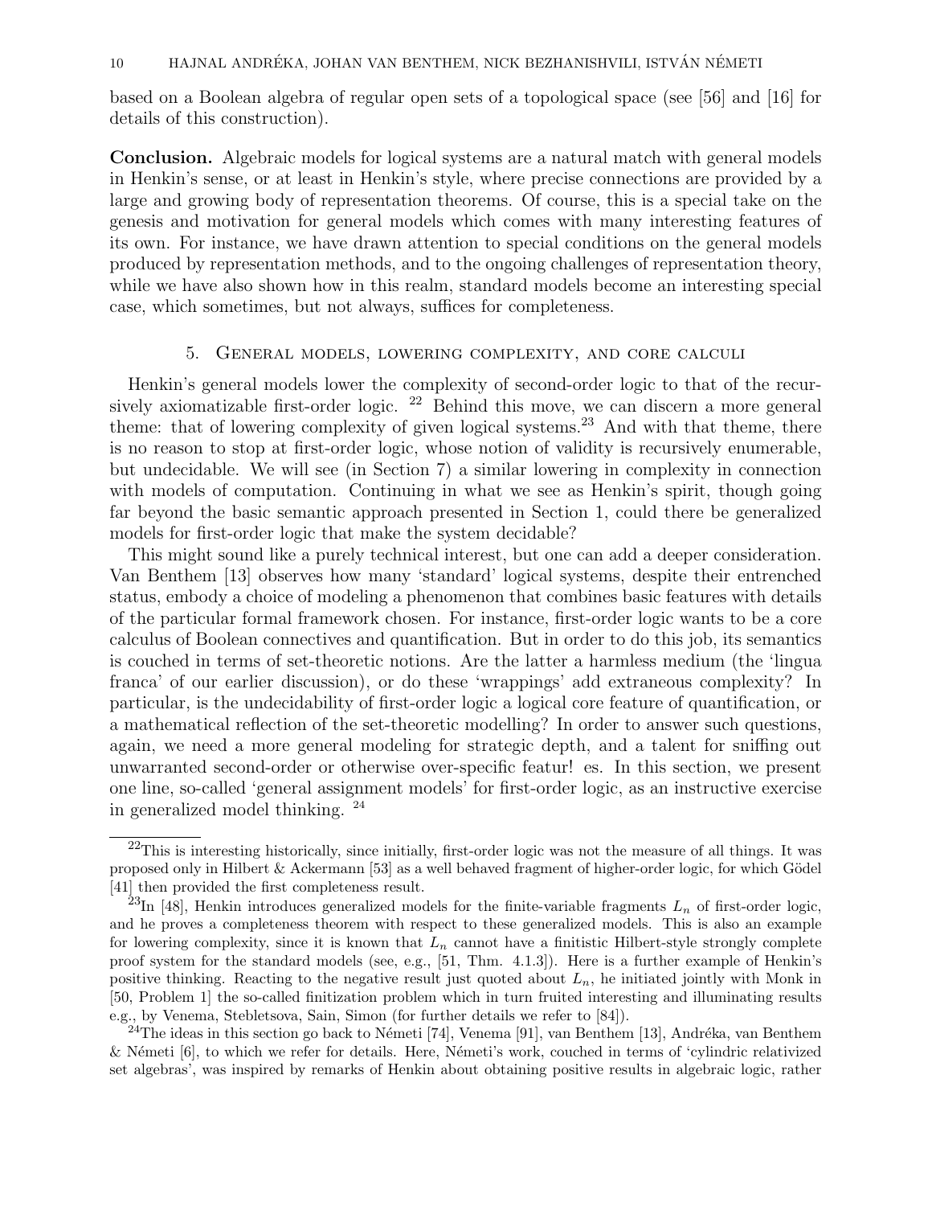based on a Boolean algebra of regular open sets of a topological space (see [56] and [16] for details of this construction).

**Conclusion.** Algebraic models for logical systems are a natural match with general models in Henkin's sense, or at least in Henkin's style, where precise connections are provided by a large and growing body of representation theorems. Of course, this is a special take on the genesis and motivation for general models which comes with many interesting features of its own. For instance, we have drawn attention to special conditions on the general models produced by representation methods, and to the ongoing challenges of representation theory, while we have also shown how in this realm, standard models become an interesting special case, which sometimes, but not always, suffices for completeness.

## 5. General models, lowering complexity, and core calculi

Henkin's general models lower the complexity of second-order logic to that of the recursively axiomatizable first-order logic. [22] Behind this move, we can discern a more general theme: that of lowering complexity of given logical systems.[23] And with that theme, there is no reason to stop at first-order logic, whose notion of validity is recursively enumerable, but undecidable. We will see (in Section 7) a similar lowering in complexity in connection with models of computation. Continuing in what we see as Henkin's spirit, though going far beyond the basic semantic approach presented in Section 1, could there be generalized models for first-order logic that make the system decidable?

This might sound like a purely technical interest, but one can add a deeper consideration. Van Benthem [13] observes how many 'standard' logical systems, despite their entrenched status, embody a choice of modeling a phenomenon that combines basic features with details of the particular formal framework chosen. For instance, first-order logic wants to be a core calculus of Boolean connectives and quantification. But in order to do this job, its semantics is couched in terms of set-theoretic notions. Are the latter a harmless medium (the 'lingua franca' of our earlier discussion), or do these 'wrappings' add extraneous complexity? In particular, is the undecidability of first-order logic a logical core feature of quantification, or a mathematical reflection of the set-theoretic modelling? In order to answer such questions, again, we need a more general modeling for strategic depth, and a talent for sniffing out unwarranted second-order or otherwise over-specific featur! es. In this section, we present one line, so-called 'general assignment models' for first-order logic, as an instructive exercise in generalized model thinking. [24]

---

[22] This is interesting historically, since initially, first-order logic was not the measure of all things. It was proposed only in Hilbert & Ackermann [53] as a well behaved fragment of higher-order logic, for which Gödel [41] then provided the first completeness result.

[23] In [48], Henkin introduces generalized models for the finite-variable fragments $L_n$ of first-order logic, and he proves a completeness theorem with respect to these generalized models. This is also an example for lowering complexity, since it is known that $L_n$ cannot have a finitistic Hilbert-style strongly complete proof system for the standard models (see, e.g., [51, Thm. 4.1.3]). Here is a further example of Henkin's positive thinking. Reacting to the negative result just quoted about $L_n$, he initiated jointly with Monk in [50, Problem 1] the so-called finitization problem which in turn fruited interesting and illuminating results e.g., by Venema, Stebletsova, Sain, Simon (for further details we refer to [84]).

[24] The ideas in this section go back to Németi [74], Venema [91], van Benthem [13], Andréka, van Benthem & Németi [6], to which we refer for details. Here, Németi's work, couched in terms of 'cylindric relativized set algebras', was inspired by remarks of Henkin about obtaining positive results in algebraic logic, rather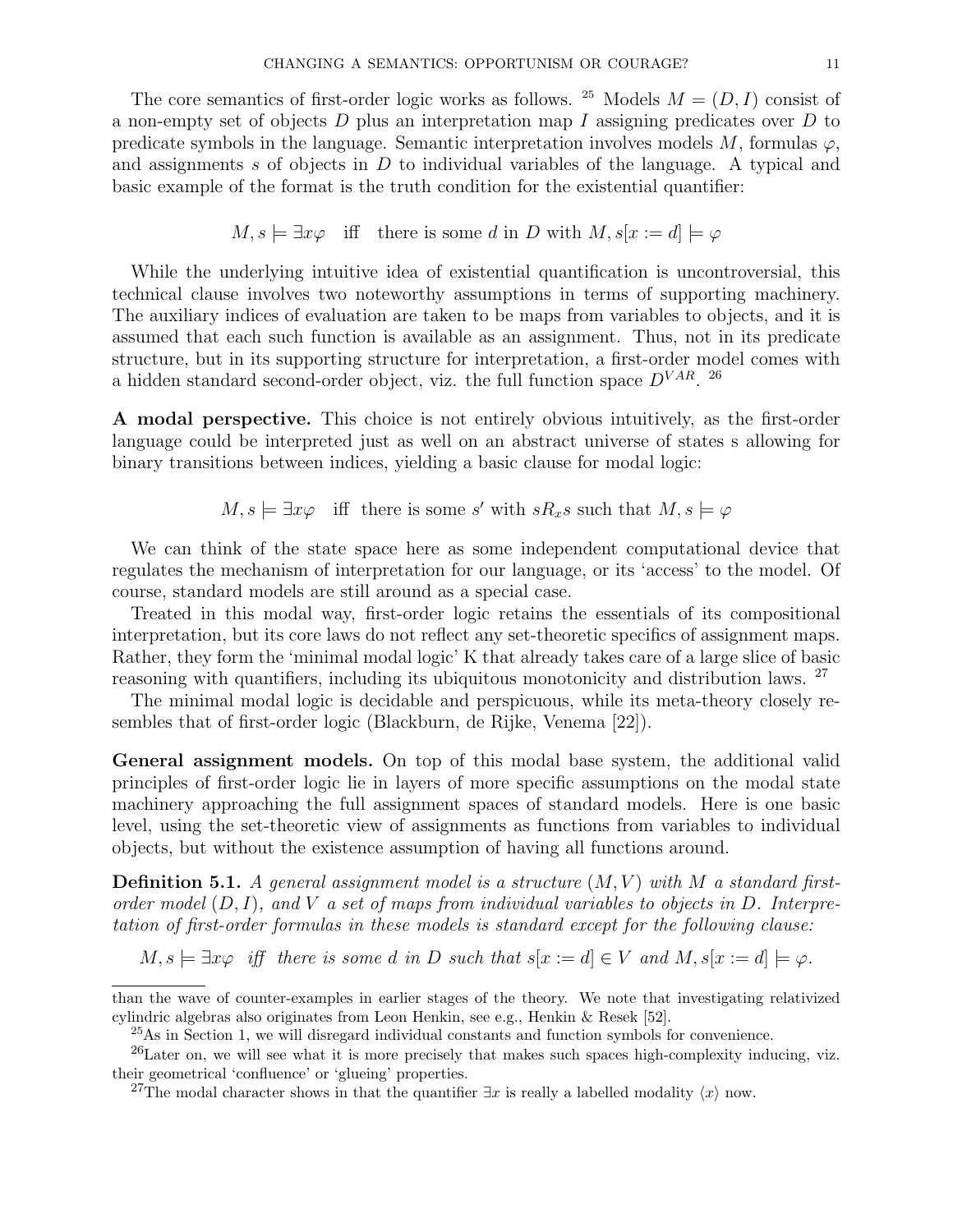The core semantics of first-order logic works as follows. [25] Models $M = (D, I)$ consist of a non-empty set of objects $D$ plus an interpretation map $I$ assigning predicates over $D$ to predicate symbols in the language. Semantic interpretation involves models $M$, formulas $\varphi$, and assignments $s$ of objects in $D$ to individual variables of the language. A typical and basic example of the format is the truth condition for the existential quantifier:

$$M, s \models \exists x\varphi \quad \text{iff} \quad \text{there is some } d \text{ in } D \text{ with } M, s[x := d] \models \varphi$$

While the underlying intuitive idea of existential quantification is uncontroversial, this technical clause involves two noteworthy assumptions in terms of supporting machinery. The auxiliary indices of evaluation are taken to be maps from variables to objects, and it is assumed that each such function is available as an assignment. Thus, not in its predicate structure, but in its supporting structure for interpretation, a first-order model comes with a hidden standard second-order object, viz. the full function space $D^{VAR}$. [26]

**A modal perspective.** This choice is not entirely obvious intuitively, as the first-order language could be interpreted just as well on an abstract universe of states s allowing for binary transitions between indices, yielding a basic clause for modal logic:

$$M, s \models \exists x\varphi \quad \text{iff} \;\; \text{there is some } s' \text{ with } sR_x s \text{ such that } M, s \models \varphi$$

We can think of the state space here as some independent computational device that regulates the mechanism of interpretation for our language, or its 'access' to the model. Of course, standard models are still around as a special case.

Treated in this modal way, first-order logic retains the essentials of its compositional interpretation, but its core laws do not reflect any set-theoretic specifics of assignment maps. Rather, they form the 'minimal modal logic' K that already takes care of a large slice of basic reasoning with quantifiers, including its ubiquitous monotonicity and distribution laws. [27]

The minimal modal logic is decidable and perspicuous, while its meta-theory closely resembles that of first-order logic (Blackburn, de Rijke, Venema [22]).

**General assignment models.** On top of this modal base system, the additional valid principles of first-order logic lie in layers of more specific assumptions on the modal state machinery approaching the full assignment spaces of standard models. Here is one basic level, using the set-theoretic view of assignments as functions from variables to individual objects, but without the existence assumption of having all functions around.

**Definition 5.1.** *A general assignment model is a structure $(M, V)$ with $M$ a standard first-order model $(D, I)$, and $V$ a set of maps from individual variables to objects in $D$. Interpretation of first-order formulas in these models is standard except for the following clause:*

$$M, s \models \exists x\varphi \;\; \textit{iff} \;\; \textit{there is some } d \textit{ in } D \textit{ such that } s[x := d] \in V \textit{ and } M, s[x := d] \models \varphi.$$

---

than the wave of counter-examples in earlier stages of the theory. We note that investigating relativized cylindric algebras also originates from Leon Henkin, see e.g., Henkin & Resek [52].

[25] As in Section 1, we will disregard individual constants and function symbols for convenience.

[26] Later on, we will see what it is more precisely that makes such spaces high-complexity inducing, viz. their geometrical 'confluence' or 'glueing' properties.

[27] The modal character shows in that the quantifier $\exists x$ is really a labelled modality $\langle x \rangle$ now.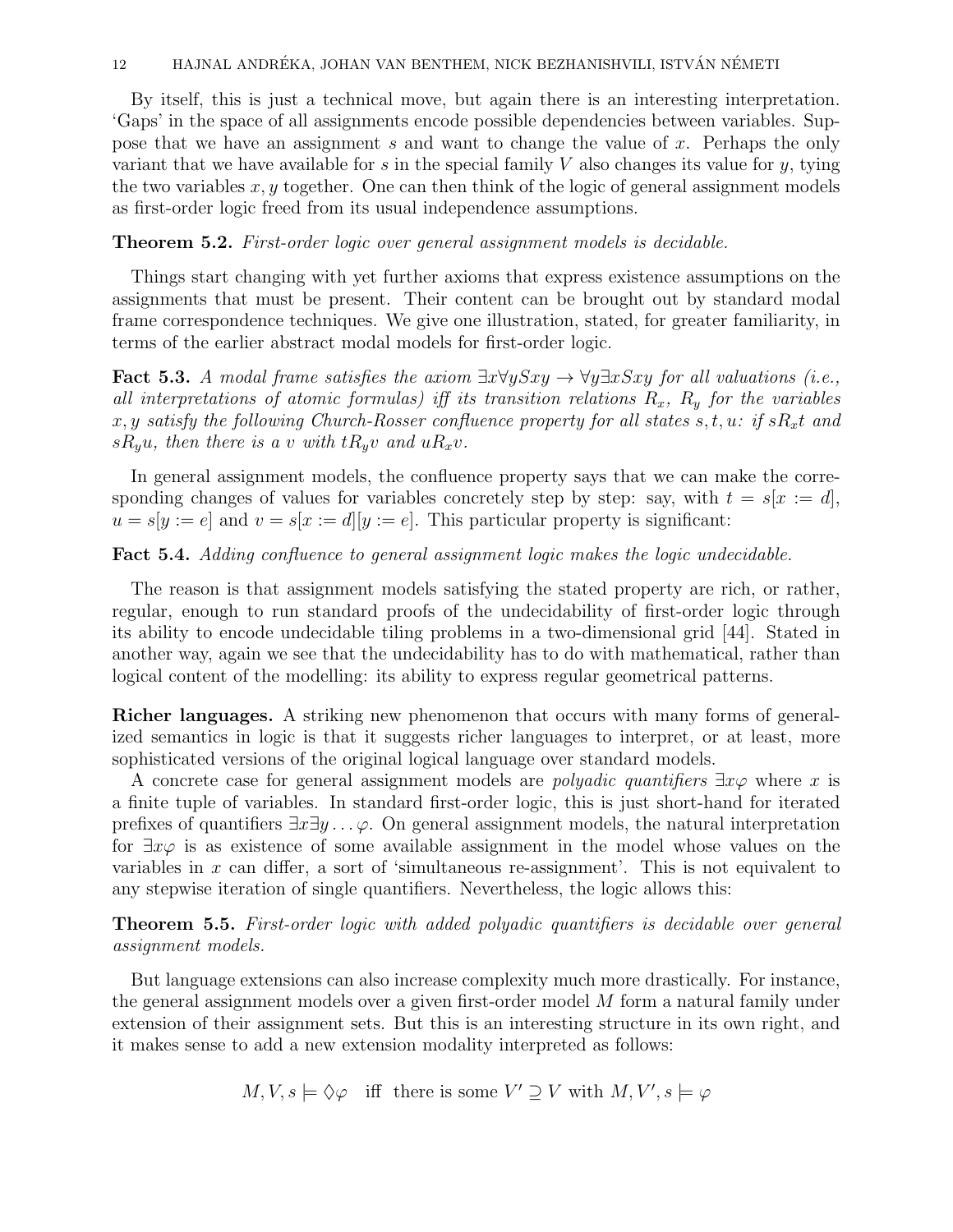By itself, this is just a technical move, but again there is an interesting interpretation. 'Gaps' in the space of all assignments encode possible dependencies between variables. Suppose that we have an assignment $s$ and want to change the value of $x$. Perhaps the only variant that we have available for $s$ in the special family $V$ also changes its value for $y$, tying the two variables $x, y$ together. One can then think of the logic of general assignment models as first-order logic freed from its usual independence assumptions.

**Theorem 5.2.** *First-order logic over general assignment models is decidable.*

Things start changing with yet further axioms that express existence assumptions on the assignments that must be present. Their content can be brought out by standard modal frame correspondence techniques. We give one illustration, stated, for greater familiarity, in terms of the earlier abstract modal models for first-order logic.

**Fact 5.3.** *A modal frame satisfies the axiom $\exists x \forall y Sxy \to \forall y \exists x Sxy$ for all valuations (i.e., all interpretations of atomic formulas) iff its transition relations $R_x$, $R_y$ for the variables $x, y$ satisfy the following Church-Rosser confluence property for all states $s, t, u$: if $sR_xt$ and $sR_yu$, then there is a $v$ with $tR_yv$ and $uR_xv$.*

In general assignment models, the confluence property says that we can make the corresponding changes of values for variables concretely step by step: say, with $t = s[x := d]$, $u = s[y := e]$ and $v = s[x := d][y := e]$. This particular property is significant:

**Fact 5.4.** *Adding confluence to general assignment logic makes the logic undecidable.*

The reason is that assignment models satisfying the stated property are rich, or rather, regular, enough to run standard proofs of the undecidability of first-order logic through its ability to encode undecidable tiling problems in a two-dimensional grid [44]. Stated in another way, again we see that the undecidability has to do with mathematical, rather than logical content of the modelling: its ability to express regular geometrical patterns.

**Richer languages.** A striking new phenomenon that occurs with many forms of generalized semantics in logic is that it suggests richer languages to interpret, or at least, more sophisticated versions of the original logical language over standard models.

A concrete case for general assignment models are *polyadic quantifiers* $\exists \mathbf{x} \varphi$ where $\mathbf{x}$ is a finite tuple of variables. In standard first-order logic, this is just short-hand for iterated prefixes of quantifiers $\exists x \exists y \ldots \varphi$. On general assignment models, the natural interpretation for $\exists \mathbf{x} \varphi$ is as existence of some available assignment in the model whose values on the variables in $\mathbf{x}$ can differ, a sort of 'simultaneous re-assignment'. This is not equivalent to any stepwise iteration of single quantifiers. Nevertheless, the logic allows this:

**Theorem 5.5.** *First-order logic with added polyadic quantifiers is decidable over general assignment models.*

But language extensions can also increase complexity much more drastically. For instance, the general assignment models over a given first-order model $M$ form a natural family under extension of their assignment sets. But this is an interesting structure in its own right, and it makes sense to add a new extension modality interpreted as follows:

$$M, V, s \models \Diamond \varphi \quad \text{iff} \quad \text{there is some } V' \supseteq V \text{ with } M, V', s \models \varphi$$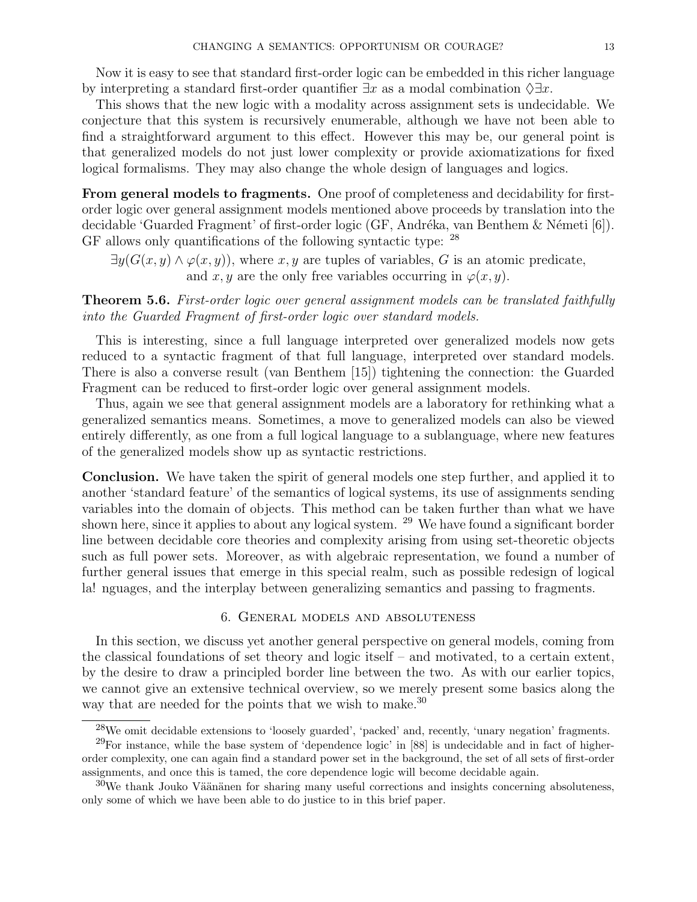Now it is easy to see that standard first-order logic can be embedded in this richer language by interpreting a standard first-order quantifier $\exists x$ as a modal combination $\Diamond\exists x$.

This shows that the new logic with a modality across assignment sets is undecidable. We conjecture that this system is recursively enumerable, although we have not been able to find a straightforward argument to this effect. However this may be, our general point is that generalized models do not just lower complexity or provide axiomatizations for fixed logical formalisms. They may also change the whole design of languages and logics.

**From general models to fragments.** One proof of completeness and decidability for first-order logic over general assignment models mentioned above proceeds by translation into the decidable 'Guarded Fragment' of first-order logic (GF, Andréka, van Benthem & Németi [6]). GF allows only quantifications of the following syntactic type: [28]

$\exists y(G(x, y) \wedge \varphi(x, y))$, where $x, y$ are tuples of variables, $G$ is an atomic predicate, and $x, y$ are the only free variables occurring in $\varphi(x, y)$.

**Theorem 5.6.** *First-order logic over general assignment models can be translated faithfully into the Guarded Fragment of first-order logic over standard models.*

This is interesting, since a full language interpreted over generalized models now gets reduced to a syntactic fragment of that full language, interpreted over standard models. There is also a converse result (van Benthem [15]) tightening the connection: the Guarded Fragment can be reduced to first-order logic over general assignment models.

Thus, again we see that general assignment models are a laboratory for rethinking what a generalized semantics means. Sometimes, a move to generalized models can also be viewed entirely differently, as one from a full logical language to a sublanguage, where new features of the generalized models show up as syntactic restrictions.

**Conclusion.** We have taken the spirit of general models one step further, and applied it to another 'standard feature' of the semantics of logical systems, its use of assignments sending variables into the domain of objects. This method can be taken further than what we have shown here, since it applies to about any logical system. [29] We have found a significant border line between decidable core theories and complexity arising from using set-theoretic objects such as full power sets. Moreover, as with algebraic representation, we found a number of further general issues that emerge in this special realm, such as possible redesign of logical la! nguages, and the interplay between generalizing semantics and passing to fragments.

## 6. General models and absoluteness

In this section, we discuss yet another general perspective on general models, coming from the classical foundations of set theory and logic itself – and motivated, to a certain extent, by the desire to draw a principled border line between the two. As with our earlier topics, we cannot give an extensive technical overview, so we merely present some basics along the way that are needed for the points that we wish to make.[30]

---

[28] We omit decidable extensions to 'loosely guarded', 'packed' and, recently, 'unary negation' fragments.

[29] For instance, while the base system of 'dependence logic' in [88] is undecidable and in fact of higher-order complexity, one can again find a standard power set in the background, the set of all sets of first-order assignments, and once this is tamed, the core dependence logic will become decidable again.

[30] We thank Jouko Väänänen for sharing many useful corrections and insights concerning absoluteness, only some of which we have been able to do justice to in this brief paper.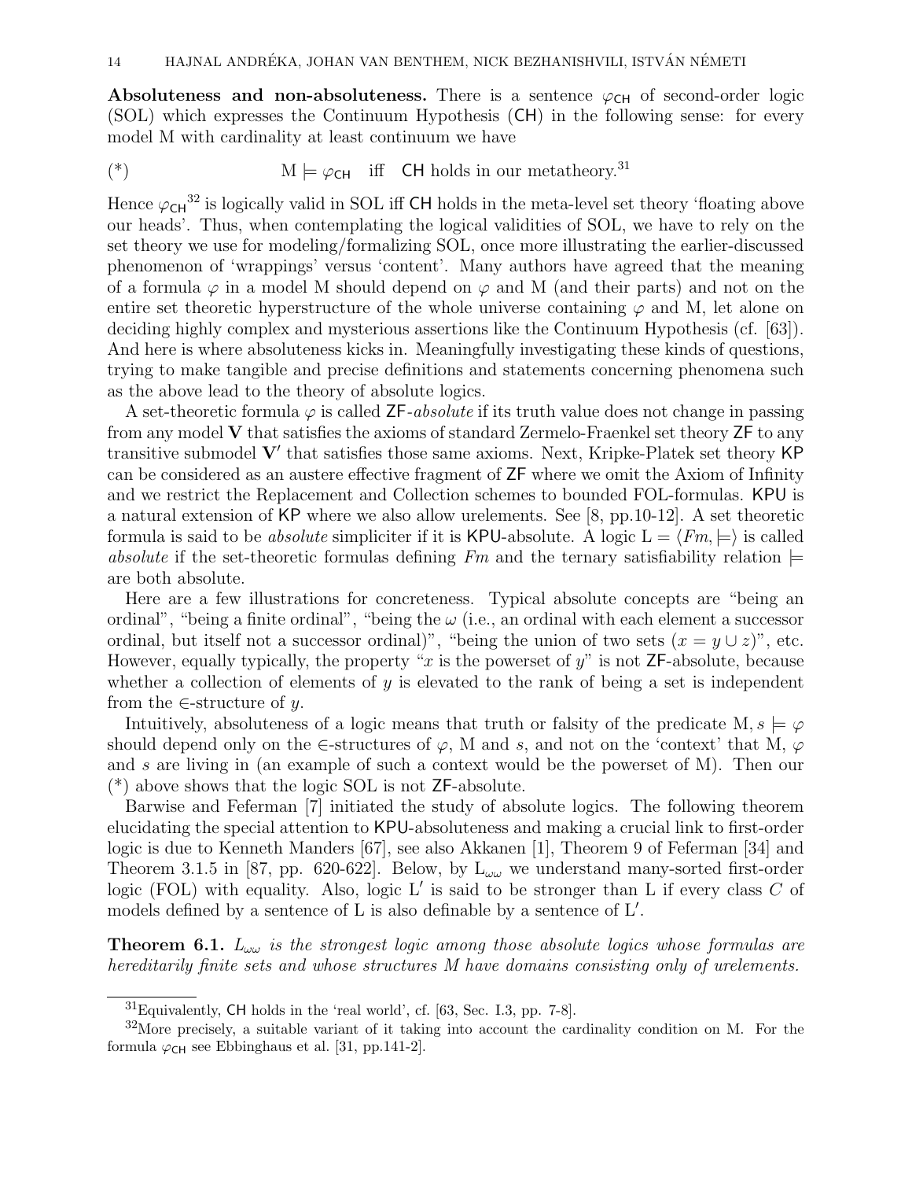**Absoluteness and non-absoluteness.** There is a sentence $\varphi_{\mathsf{CH}}$ of second-order logic (SOL) which expresses the Continuum Hypothesis (CH) in the following sense: for every model M with cardinality at least continuum we have

$$(*) \qquad \mathrm{M} \models \varphi_{\mathsf{CH}} \quad \text{iff} \quad \mathsf{CH} \text{ holds in our metatheory.}$$ [31]

Hence $\varphi_{\mathsf{CH}}$[32] is logically valid in SOL iff CH holds in the meta-level set theory 'floating above our heads'. Thus, when contemplating the logical validities of SOL, we have to rely on the set theory we use for modeling/formalizing SOL, once more illustrating the earlier-discussed phenomenon of 'wrappings' versus 'content'. Many authors have agreed that the meaning of a formula $\varphi$ in a model M should depend on $\varphi$ and M (and their parts) and not on the entire set theoretic hyperstructure of the whole universe containing $\varphi$ and M, let alone on deciding highly complex and mysterious assertions like the Continuum Hypothesis (cf. [63]). And here is where absoluteness kicks in. Meaningfully investigating these kinds of questions, trying to make tangible and precise definitions and statements concerning phenomena such as the above lead to the theory of absolute logics.

A set-theoretic formula $\varphi$ is called ZF-*absolute* if its truth value does not change in passing from any model $\mathbf{V}$ that satisfies the axioms of standard Zermelo-Fraenkel set theory ZF to any transitive submodel $\mathbf{V}'$ that satisfies those same axioms. Next, Kripke-Platek set theory KP can be considered as an austere effective fragment of ZF where we omit the Axiom of Infinity and we restrict the Replacement and Collection schemes to bounded FOL-formulas. KPU is a natural extension of KP where we also allow urelements. See [8, pp.10-12]. A set theoretic formula is said to be *absolute* simpliciter if it is KPU-absolute. A logic $\mathrm{L} = \langle Fm, \models \rangle$ is called *absolute* if the set-theoretic formulas defining $Fm$ and the ternary satisfiability relation $\models$ are both absolute.

Here are a few illustrations for concreteness. Typical absolute concepts are "being an ordinal", "being a finite ordinal", "being the $\omega$ (i.e., an ordinal with each element a successor ordinal, but itself not a successor ordinal)", "being the union of two sets ($x = y \cup z$)", etc. However, equally typically, the property "$x$ is the powerset of $y$" is not ZF-absolute, because whether a collection of elements of $y$ is elevated to the rank of being a set is independent from the $\in$-structure of $y$.

Intuitively, absoluteness of a logic means that truth or falsity of the predicate $\mathrm{M}, s \models \varphi$ should depend only on the $\in$-structures of $\varphi$, M and $s$, and not on the 'context' that M, $\varphi$ and $s$ are living in (an example of such a context would be the powerset of M). Then our (*) above shows that the logic SOL is not ZF-absolute.

Barwise and Feferman [7] initiated the study of absolute logics. The following theorem elucidating the special attention to KPU-absoluteness and making a crucial link to first-order logic is due to Kenneth Manders [67], see also Akkanen [1], Theorem 9 of Feferman [34] and Theorem 3.1.5 in [87, pp. 620-622]. Below, by $\mathrm{L}_{\omega\omega}$ we understand many-sorted first-order logic (FOL) with equality. Also, logic $\mathrm{L}'$ is said to be stronger than L if every class $C$ of models defined by a sentence of L is also definable by a sentence of $\mathrm{L}'$.

**Theorem 6.1.** *$L_{\omega\omega}$ is the strongest logic among those absolute logics whose formulas are hereditarily finite sets and whose structures $M$ have domains consisting only of urelements.*

---

[31] Equivalently, CH holds in the 'real world', cf. [63, Sec. I.3, pp. 7-8].

[32] More precisely, a suitable variant of it taking into account the cardinality condition on M. For the formula $\varphi_{\mathsf{CH}}$ see Ebbinghaus et al. [31, pp.141-2].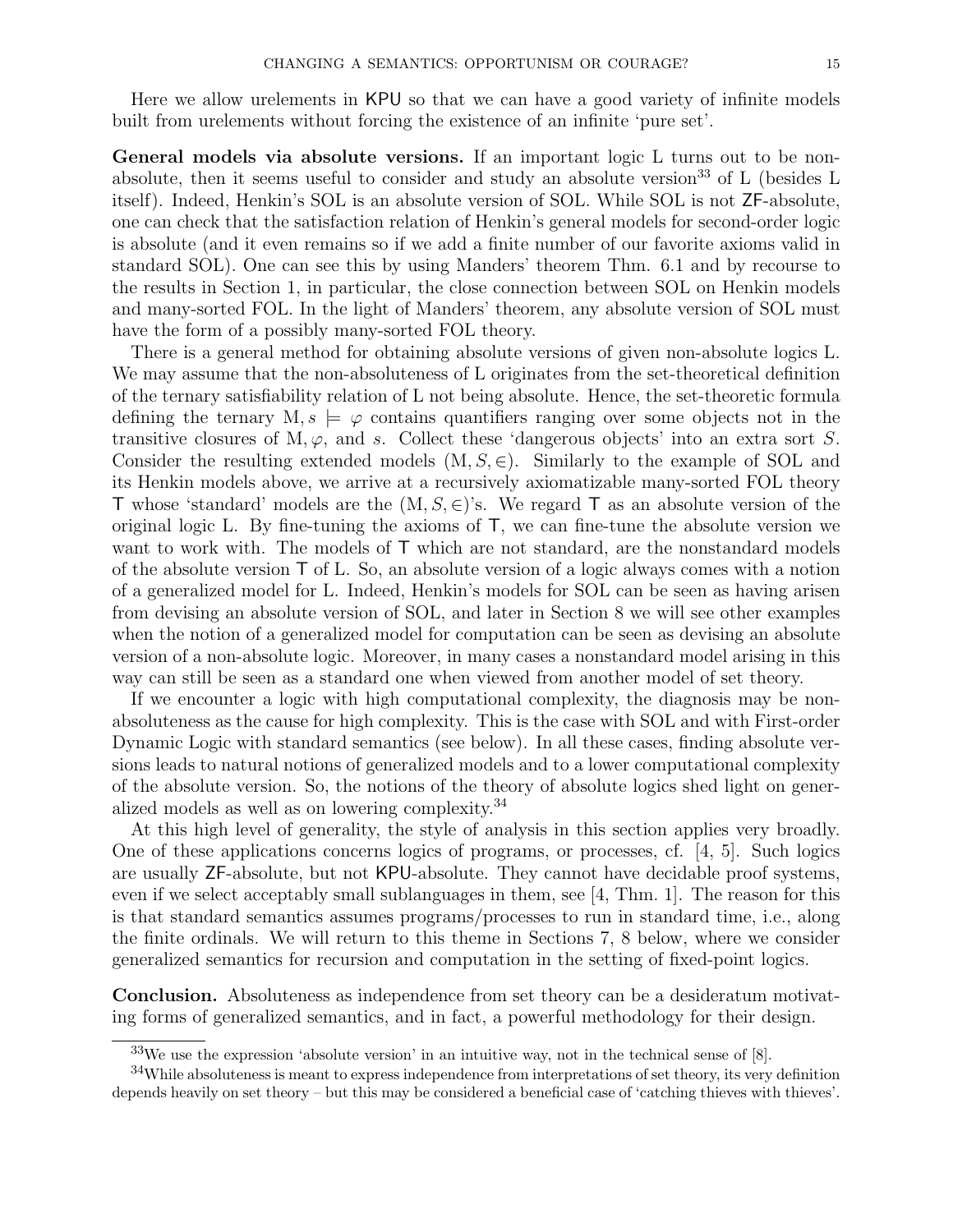Here we allow urelements in KPU so that we can have a good variety of infinite models built from urelements without forcing the existence of an infinite 'pure set'.

**General models via absolute versions.** If an important logic L turns out to be non-absolute, then it seems useful to consider and study an absolute version[33] of L (besides L itself). Indeed, Henkin's SOL is an absolute version of SOL. While SOL is not ZF-absolute, one can check that the satisfaction relation of Henkin's general models for second-order logic is absolute (and it even remains so if we add a finite number of our favorite axioms valid in standard SOL). One can see this by using Manders' theorem Thm. 6.1 and by recourse to the results in Section 1, in particular, the close connection between SOL on Henkin models and many-sorted FOL. In the light of Manders' theorem, any absolute version of SOL must have the form of a possibly many-sorted FOL theory.

There is a general method for obtaining absolute versions of given non-absolute logics L. We may assume that the non-absoluteness of L originates from the set-theoretical definition of the ternary satisfiability relation of L not being absolute. Hence, the set-theoretic formula defining the ternary $\mathrm{M}, s \models \varphi$ contains quantifiers ranging over some objects not in the transitive closures of $\mathrm{M}, \varphi$, and $s$. Collect these 'dangerous objects' into an extra sort $S$. Consider the resulting extended models $(\mathrm{M}, S, \in)$. Similarly to the example of SOL and its Henkin models above, we arrive at a recursively axiomatizable many-sorted FOL theory $\mathsf{T}$ whose 'standard' models are the $(\mathrm{M}, S, \in)$'s. We regard $\mathsf{T}$ as an absolute version of the original logic L. By fine-tuning the axioms of $\mathsf{T}$, we can fine-tune the absolute version we want to work with. The models of $\mathsf{T}$ which are not standard, are the nonstandard models of the absolute version $\mathsf{T}$ of L. So, an absolute version of a logic always comes with a notion of a generalized model for L. Indeed, Henkin's models for SOL can be seen as having arisen from devising an absolute version of SOL, and later in Section 8 we will see other examples when the notion of a generalized model for computation can be seen as devising an absolute version of a non-absolute logic. Moreover, in many cases a nonstandard model arising in this way can still be seen as a standard one when viewed from another model of set theory.

If we encounter a logic with high computational complexity, the diagnosis may be non-absoluteness as the cause for high complexity. This is the case with SOL and with First-order Dynamic Logic with standard semantics (see below). In all these cases, finding absolute versions leads to natural notions of generalized models and to a lower computational complexity of the absolute version. So, the notions of the theory of absolute logics shed light on generalized models as well as on lowering complexity.[34]

At this high level of generality, the style of analysis in this section applies very broadly. One of these applications concerns logics of programs, or processes, cf. [4, 5]. Such logics are usually ZF-absolute, but not KPU-absolute. They cannot have decidable proof systems, even if we select acceptably small sublanguages in them, see [4, Thm. 1]. The reason for this is that standard semantics assumes programs/processes to run in standard time, i.e., along the finite ordinals. We will return to this theme in Sections 7, 8 below, where we consider generalized semantics for recursion and computation in the setting of fixed-point logics.

**Conclusion.** Absoluteness as independence from set theory can be a desideratum motivating forms of generalized semantics, and in fact, a powerful methodology for their design.

---

[33] We use the expression 'absolute version' in an intuitive way, not in the technical sense of [8].

[34] While absoluteness is meant to express independence from interpretations of set theory, its very definition depends heavily on set theory – but this may be considered a beneficial case of 'catching thieves with thieves'.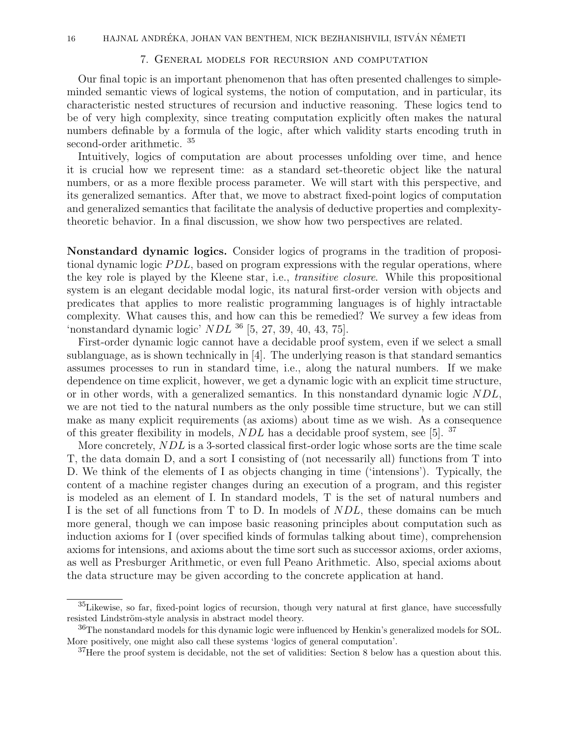## 7. General models for recursion and computation

Our final topic is an important phenomenon that has often presented challenges to simple-minded semantic views of logical systems, the notion of computation, and in particular, its characteristic nested structures of recursion and inductive reasoning. These logics tend to be of very high complexity, since treating computation explicitly often makes the natural numbers definable by a formula of the logic, after which validity starts encoding truth in second-order arithmetic. [35]

Intuitively, logics of computation are about processes unfolding over time, and hence it is crucial how we represent time: as a standard set-theoretic object like the natural numbers, or as a more flexible process parameter. We will start with this perspective, and its generalized semantics. After that, we move to abstract fixed-point logics of computation and generalized semantics that facilitate the analysis of deductive properties and complexity-theoretic behavior. In a final discussion, we show how two perspectives are related.

**Nonstandard dynamic logics.** Consider logics of programs in the tradition of propositional dynamic logic $PDL$, based on program expressions with the regular operations, where the key role is played by the Kleene star, i.e., *transitive closure*. While this propositional system is an elegant decidable modal logic, its natural first-order version with objects and predicates that applies to more realistic programming languages is of highly intractable complexity. What causes this, and how can this be remedied? We survey a few ideas from 'nonstandard dynamic logic' $NDL$ [36] [5, 27, 39, 40, 43, 75].

First-order dynamic logic cannot have a decidable proof system, even if we select a small sublanguage, as is shown technically in [4]. The underlying reason is that standard semantics assumes processes to run in standard time, i.e., along the natural numbers. If we make dependence on time explicit, however, we get a dynamic logic with an explicit time structure, or in other words, with a generalized semantics. In this nonstandard dynamic logic $NDL$, we are not tied to the natural numbers as the only possible time structure, but we can still make as many explicit requirements (as axioms) about time as we wish. As a consequence of this greater flexibility in models, $NDL$ has a decidable proof system, see [5]. [37]

More concretely, $NDL$ is a 3-sorted classical first-order logic whose sorts are the time scale T, the data domain D, and a sort I consisting of (not necessarily all) functions from T into D. We think of the elements of I as objects changing in time ('intensions'). Typically, the content of a machine register changes during an execution of a program, and this register is modeled as an element of I. In standard models, T is the set of natural numbers and I is the set of all functions from T to D. In models of $NDL$, these domains can be much more general, though we can impose basic reasoning principles about computation such as induction axioms for I (over specified kinds of formulas talking about time), comprehension axioms for intensions, and axioms about the time sort such as successor axioms, order axioms, as well as Presburger Arithmetic, or even full Peano Arithmetic. Also, special axioms about the data structure may be given according to the concrete application at hand.

---

[35] Likewise, so far, fixed-point logics of recursion, though very natural at first glance, have successfully resisted Lindström-style analysis in abstract model theory.

[36] The nonstandard models for this dynamic logic were influenced by Henkin's generalized models for SOL. More positively, one might also call these systems 'logics of general computation'.

[37] Here the proof system is decidable, not the set of validities: Section 8 below has a question about this.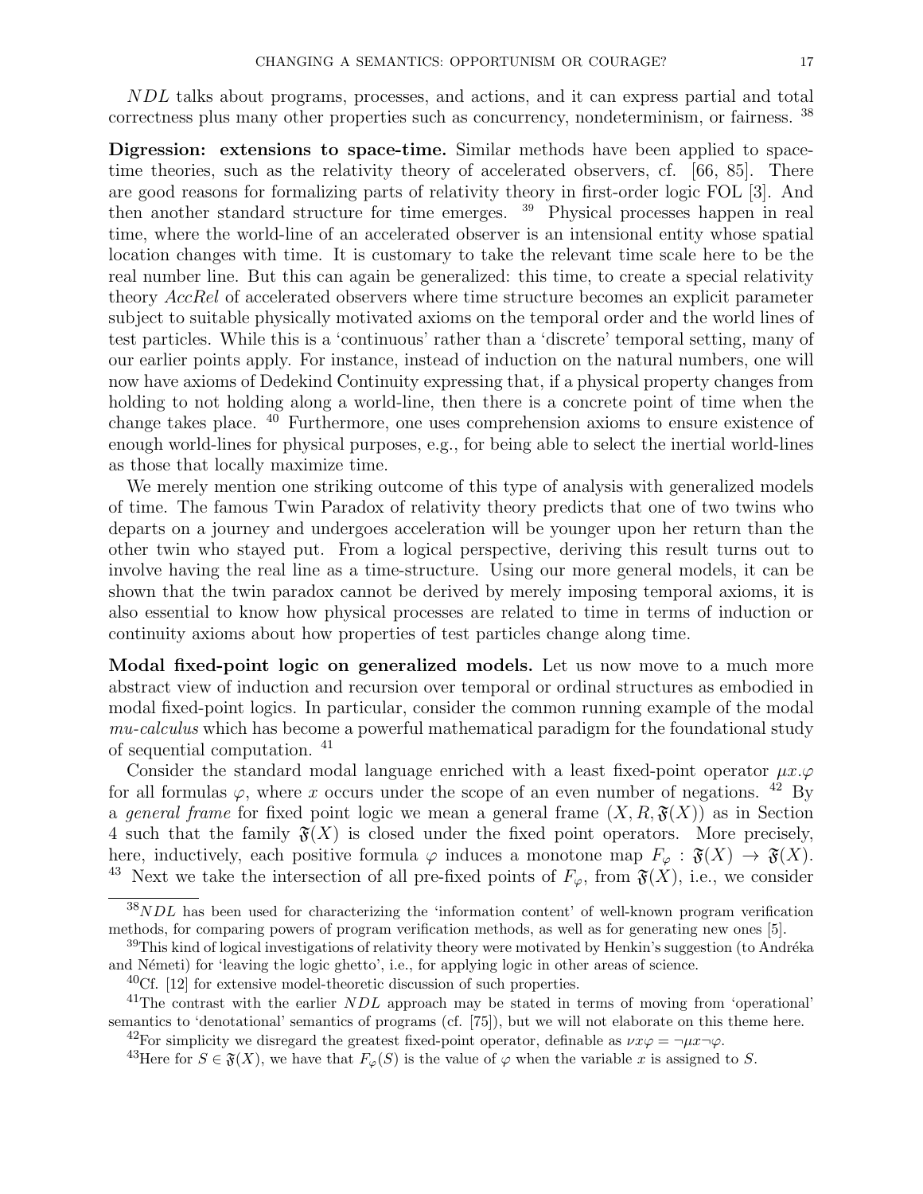$NDL$ talks about programs, processes, and actions, and it can express partial and total correctness plus many other properties such as concurrency, nondeterminism, or fairness. [38]

**Digression: extensions to space-time.** Similar methods have been applied to space-time theories, such as the relativity theory of accelerated observers, cf. [66, 85]. There are good reasons for formalizing parts of relativity theory in first-order logic FOL [3]. And then another standard structure for time emerges. [39] Physical processes happen in real time, where the world-line of an accelerated observer is an intensional entity whose spatial location changes with time. It is customary to take the relevant time scale here to be the real number line. But this can again be generalized: this time, to create a special relativity theory *AccRel* of accelerated observers where time structure becomes an explicit parameter subject to suitable physically motivated axioms on the temporal order and the world lines of test particles. While this is a 'continuous' rather than a 'discrete' temporal setting, many of our earlier points apply. For instance, instead of induction on the natural numbers, one will now have axioms of Dedekind Continuity expressing that, if a physical property changes from holding to not holding along a world-line, then there is a concrete point of time when the change takes place. [40] Furthermore, one uses comprehension axioms to ensure existence of enough world-lines for physical purposes, e.g., for being able to select the inertial world-lines as those that locally maximize time.

We merely mention one striking outcome of this type of analysis with generalized models of time. The famous Twin Paradox of relativity theory predicts that one of two twins who departs on a journey and undergoes acceleration will be younger upon her return than the other twin who stayed put. From a logical perspective, deriving this result turns out to involve having the real line as a time-structure. Using our more general models, it can be shown that the twin paradox cannot be derived by merely imposing temporal axioms, it is also essential to know how physical processes are related to time in terms of induction or continuity axioms about how properties of test particles change along time.

**Modal fixed-point logic on generalized models.** Let us now move to a much more abstract view of induction and recursion over temporal or ordinal structures as embodied in modal fixed-point logics. In particular, consider the common running example of the modal *mu-calculus* which has become a powerful mathematical paradigm for the foundational study of sequential computation. [41]

Consider the standard modal language enriched with a least fixed-point operator $\mu x.\varphi$ for all formulas $\varphi$, where $x$ occurs under the scope of an even number of negations. [42] By a *general frame* for fixed point logic we mean a general frame $(X, R, \mathfrak{F}(X))$ as in Section 4 such that the family $\mathfrak{F}(X)$ is closed under the fixed point operators. More precisely, here, inductively, each positive formula $\varphi$ induces a monotone map $F_\varphi : \mathfrak{F}(X) \to \mathfrak{F}(X)$. [43] Next we take the intersection of all pre-fixed points of $F_\varphi$, from $\mathfrak{F}(X)$, i.e., we consider

---

[38] $NDL$ has been used for characterizing the 'information content' of well-known program verification methods, for comparing powers of program verification methods, as well as for generating new ones [5].

[39] This kind of logical investigations of relativity theory were motivated by Henkin's suggestion (to Andréka and Németi) for 'leaving the logic ghetto', i.e., for applying logic in other areas of science.

[40] Cf. [12] for extensive model-theoretic discussion of such properties.

[41] The contrast with the earlier $NDL$ approach may be stated in terms of moving from 'operational' semantics to 'denotational' semantics of programs (cf. [75]), but we will not elaborate on this theme here.

[42] For simplicity we disregard the greatest fixed-point operator, definable as $\nu x \varphi = \neg \mu x \neg \varphi$.

[43] Here for $S \in \mathfrak{F}(X)$, we have that $F_\varphi(S)$ is the value of $\varphi$ when the variable $x$ is assigned to $S$.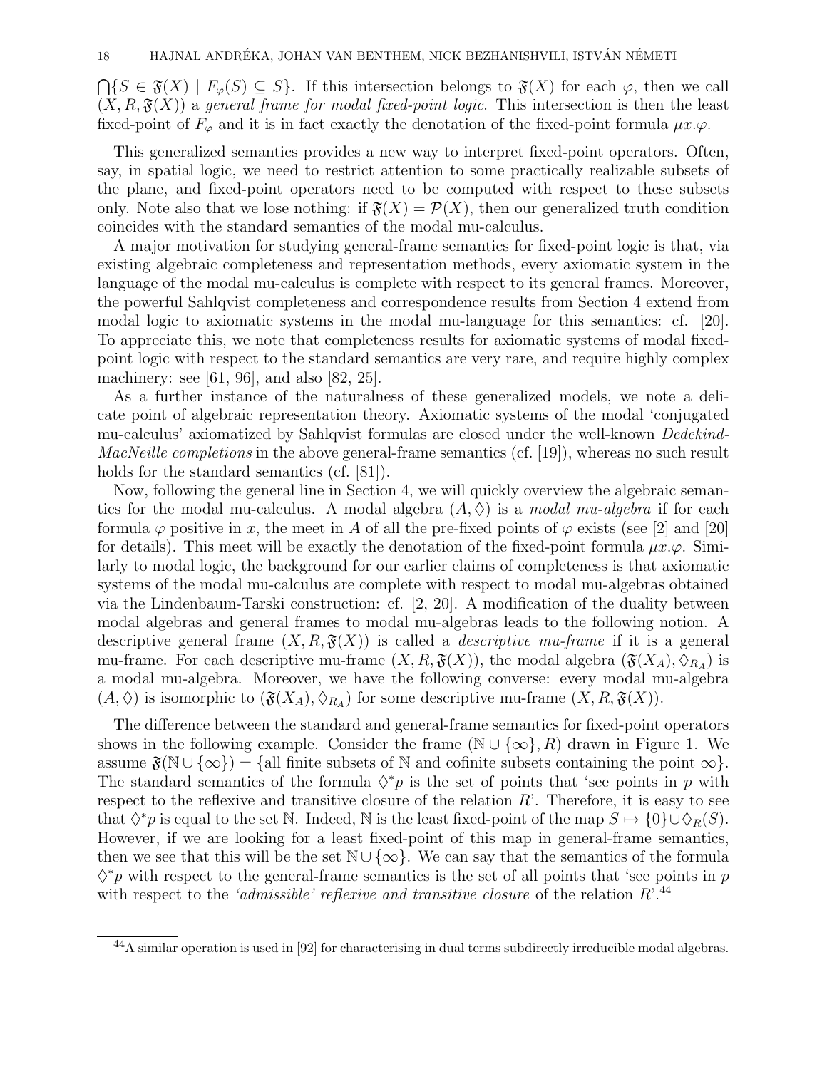$\bigcap\{S \in \mathfrak{F}(X) \mid F_\varphi(S) \subseteq S\}$. If this intersection belongs to $\mathfrak{F}(X)$ for each $\varphi$, then we call $(X, R, \mathfrak{F}(X))$ a *general frame for modal fixed-point logic*. This intersection is then the least fixed-point of $F_\varphi$ and it is in fact exactly the denotation of the fixed-point formula $\mu x.\varphi$.

This generalized semantics provides a new way to interpret fixed-point operators. Often, say, in spatial logic, we need to restrict attention to some practically realizable subsets of the plane, and fixed-point operators need to be computed with respect to these subsets only. Note also that we lose nothing: if $\mathfrak{F}(X) = \mathcal{P}(X)$, then our generalized truth condition coincides with the standard semantics of the modal mu-calculus.

A major motivation for studying general-frame semantics for fixed-point logic is that, via existing algebraic completeness and representation methods, every axiomatic system in the language of the modal mu-calculus is complete with respect to its general frames. Moreover, the powerful Sahlqvist completeness and correspondence results from Section 4 extend from modal logic to axiomatic systems in the modal mu-language for this semantics: cf. [20]. To appreciate this, we note that completeness results for axiomatic systems of modal fixed-point logic with respect to the standard semantics are very rare, and require highly complex machinery: see [61, 96], and also [82, 25].

As a further instance of the naturalness of these generalized models, we note a delicate point of algebraic representation theory. Axiomatic systems of the modal 'conjugated mu-calculus' axiomatized by Sahlqvist formulas are closed under the well-known *Dedekind-MacNeille completions* in the above general-frame semantics (cf. [19]), whereas no such result holds for the standard semantics (cf. [81]).

Now, following the general line in Section 4, we will quickly overview the algebraic semantics for the modal mu-calculus. A modal algebra $(A, \Diamond)$ is a *modal mu-algebra* if for each formula $\varphi$ positive in $x$, the meet in $A$ of all the pre-fixed points of $\varphi$ exists (see [2] and [20] for details). This meet will be exactly the denotation of the fixed-point formula $\mu x.\varphi$. Similarly to modal logic, the background for our earlier claims of completeness is that axiomatic systems of the modal mu-calculus are complete with respect to modal mu-algebras obtained via the Lindenbaum-Tarski construction: cf. [2, 20]. A modification of the duality between modal algebras and general frames to modal mu-algebras leads to the following notion. A descriptive general frame $(X, R, \mathfrak{F}(X))$ is called a *descriptive mu-frame* if it is a general mu-frame. For each descriptive mu-frame $(X, R, \mathfrak{F}(X))$, the modal algebra $(\mathfrak{F}(X_A), \Diamond_{R_A})$ is a modal mu-algebra. Moreover, we have the following converse: every modal mu-algebra $(A, \Diamond)$ is isomorphic to $(\mathfrak{F}(X_A), \Diamond_{R_A})$ for some descriptive mu-frame $(X, R, \mathfrak{F}(X))$.

The difference between the standard and general-frame semantics for fixed-point operators shows in the following example. Consider the frame $(\mathbb{N} \cup \{\infty\}, R)$ drawn in Figure 1. We assume $\mathfrak{F}(\mathbb{N} \cup \{\infty\}) = \{$all finite subsets of $\mathbb{N}$ and cofinite subsets containing the point $\infty\}$. The standard semantics of the formula $\Diamond^* p$ is the set of points that 'see points in $p$ with respect to the reflexive and transitive closure of the relation $R$'. Therefore, it is easy to see that $\Diamond^* p$ is equal to the set $\mathbb{N}$. Indeed, $\mathbb{N}$ is the least fixed-point of the map $S \mapsto \{0\} \cup \Diamond_R(S)$. However, if we are looking for a least fixed-point of this map in general-frame semantics, then we see that this will be the set $\mathbb{N} \cup \{\infty\}$. We can say that the semantics of the formula $\Diamond^* p$ with respect to the general-frame semantics is the set of all points that 'see points in $p$ with respect to the *'admissible' reflexive and transitive closure* of the relation $R$'.[44]

[44] A similar operation is used in [92] for characterising in dual terms subdirectly irreducible modal algebras.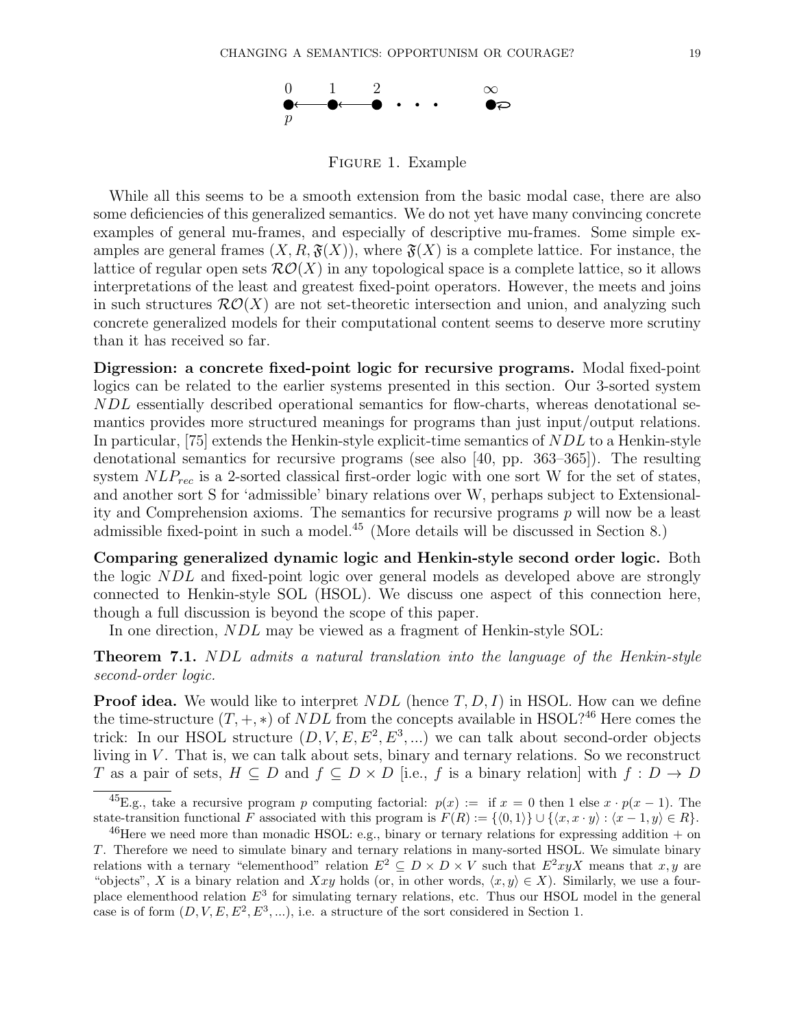Figure 1. Example

While all this seems to be a smooth extension from the basic modal case, there are also some deficiencies of this generalized semantics. We do not yet have many convincing concrete examples of general mu-frames, and especially of descriptive mu-frames. Some simple examples are general frames $(X, R, \mathfrak{F}(X))$, where $\mathfrak{F}(X)$ is a complete lattice. For instance, the lattice of regular open sets $\mathcal{RO}(X)$ in any topological space is a complete lattice, so it allows interpretations of the least and greatest fixed-point operators. However, the meets and joins in such structures $\mathcal{RO}(X)$ are not set-theoretic intersection and union, and analyzing such concrete generalized models for their computational content seems to deserve more scrutiny than it has received so far.

**Digression: a concrete fixed-point logic for recursive programs.** Modal fixed-point logics can be related to the earlier systems presented in this section. Our 3-sorted system $NDL$ essentially described operational semantics for flow-charts, whereas denotational semantics provides more structured meanings for programs than just input/output relations. In particular, [75] extends the Henkin-style explicit-time semantics of $NDL$ to a Henkin-style denotational semantics for recursive programs (see also [40, pp. 363–365]). The resulting system $NLP_{rec}$ is a 2-sorted classical first-order logic with one sort W for the set of states, and another sort S for 'admissible' binary relations over W, perhaps subject to Extensionality and Comprehension axioms. The semantics for recursive programs $p$ will now be a least admissible fixed-point in such a model.[45] (More details will be discussed in Section 8.)

**Comparing generalized dynamic logic and Henkin-style second order logic.** Both the logic $NDL$ and fixed-point logic over general models as developed above are strongly connected to Henkin-style SOL (HSOL). We discuss one aspect of this connection here, though a full discussion is beyond the scope of this paper.

In one direction, $NDL$ may be viewed as a fragment of Henkin-style SOL:

**Theorem 7.1.** *$NDL$ admits a natural translation into the language of the Henkin-style second-order logic.*

**Proof idea.** We would like to interpret $NDL$ (hence $T, D, I$) in HSOL. How can we define the time-structure $(T, +, *)$ of $NDL$ from the concepts available in HSOL?[46] Here comes the trick: In our HSOL structure $(D, V, E, E^2, E^3, ...)$ we can talk about second-order objects living in $V$. That is, we can talk about sets, binary and ternary relations. So we reconstruct $T$ as a pair of sets, $H \subseteq D$ and $f \subseteq D \times D$ [i.e., $f$ is a binary relation] with $f : D \to D$

[45] E.g., take a recursive program $p$ computing factorial: $p(x) :=$ if $x = 0$ then 1 else $x \cdot p(x-1)$. The state-transition functional $F$ associated with this program is $F(R) := \{\langle 0, 1\rangle\} \cup \{\langle x, x \cdot y\rangle : \langle x-1, y\rangle \in R\}$.

[46] Here we need more than monadic HSOL: e.g., binary or ternary relations for expressing addition $+$ on $T$. Therefore we need to simulate binary and ternary relations in many-sorted HSOL. We simulate binary relations with a ternary "elementhood" relation $E^2 \subseteq D \times D \times V$ such that $E^2xyX$ means that $x, y$ are "objects", $X$ is a binary relation and $Xxy$ holds (or, in other words, $\langle x, y\rangle \in X$). Similarly, we use a four-place elementhood relation $E^3$ for simulating ternary relations, etc. Thus our HSOL model in the general case is of form $(D, V, E, E^2, E^3, ...)$, i.e. a structure of the sort considered in Section 1.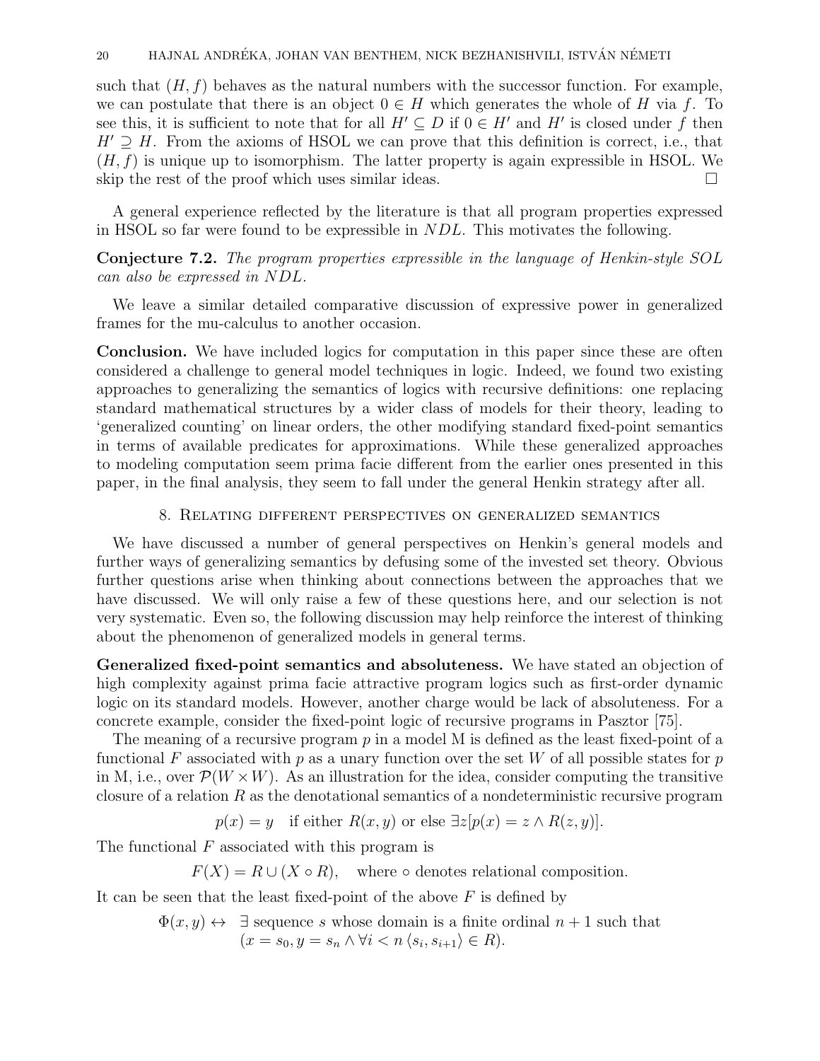such that $(H, f)$ behaves as the natural numbers with the successor function. For example, we can postulate that there is an object $0 \in H$ which generates the whole of $H$ via $f$. To see this, it is sufficient to note that for all $H' \subseteq D$ if $0 \in H'$ and $H'$ is closed under $f$ then $H' \supseteq H$. From the axioms of HSOL we can prove that this definition is correct, i.e., that $(H, f)$ is unique up to isomorphism. The latter property is again expressible in HSOL. We skip the rest of the proof which uses similar ideas. □

A general experience reflected by the literature is that all program properties expressed in HSOL so far were found to be expressible in $NDL$. This motivates the following.

**Conjecture 7.2.** *The program properties expressible in the language of Henkin-style SOL can also be expressed in $NDL$.*

We leave a similar detailed comparative discussion of expressive power in generalized frames for the mu-calculus to another occasion.

**Conclusion.** We have included logics for computation in this paper since these are often considered a challenge to general model techniques in logic. Indeed, we found two existing approaches to generalizing the semantics of logics with recursive definitions: one replacing standard mathematical structures by a wider class of models for their theory, leading to 'generalized counting' on linear orders, the other modifying standard fixed-point semantics in terms of available predicates for approximations. While these generalized approaches to modeling computation seem prima facie different from the earlier ones presented in this paper, in the final analysis, they seem to fall under the general Henkin strategy after all.

## 8. Relating different perspectives on generalized semantics

We have discussed a number of general perspectives on Henkin's general models and further ways of generalizing semantics by defusing some of the invested set theory. Obvious further questions arise when thinking about connections between the approaches that we have discussed. We will only raise a few of these questions here, and our selection is not very systematic. Even so, the following discussion may help reinforce the interest of thinking about the phenomenon of generalized models in general terms.

**Generalized fixed-point semantics and absoluteness.** We have stated an objection of high complexity against prima facie attractive program logics such as first-order dynamic logic on its standard models. However, another charge would be lack of absoluteness. For a concrete example, consider the fixed-point logic of recursive programs in Pasztor [75].

The meaning of a recursive program $p$ in a model M is defined as the least fixed-point of a functional $F$ associated with $p$ as a unary function over the set $W$ of all possible states for $p$ in M, i.e., over $\mathcal{P}(W \times W)$. As an illustration for the idea, consider computing the transitive closure of a relation $R$ as the denotational semantics of a nondeterministic recursive program

$$p(x) = y \quad \text{if either } R(x, y) \text{ or else } \exists z[p(x) = z \wedge R(z, y)].$$

The functional $F$ associated with this program is

$$F(X) = R \cup (X \circ R), \quad \text{where } \circ \text{ denotes relational composition.}$$

It can be seen that the least fixed-point of the above $F$ is defined by

$$\Phi(x, y) \leftrightarrow \;\; \exists \text{ sequence } s \text{ whose domain is a finite ordinal } n+1 \text{ such that } (x = s_0, y = s_n \wedge \forall i < n \, \langle s_i, s_{i+1} \rangle \in R).$$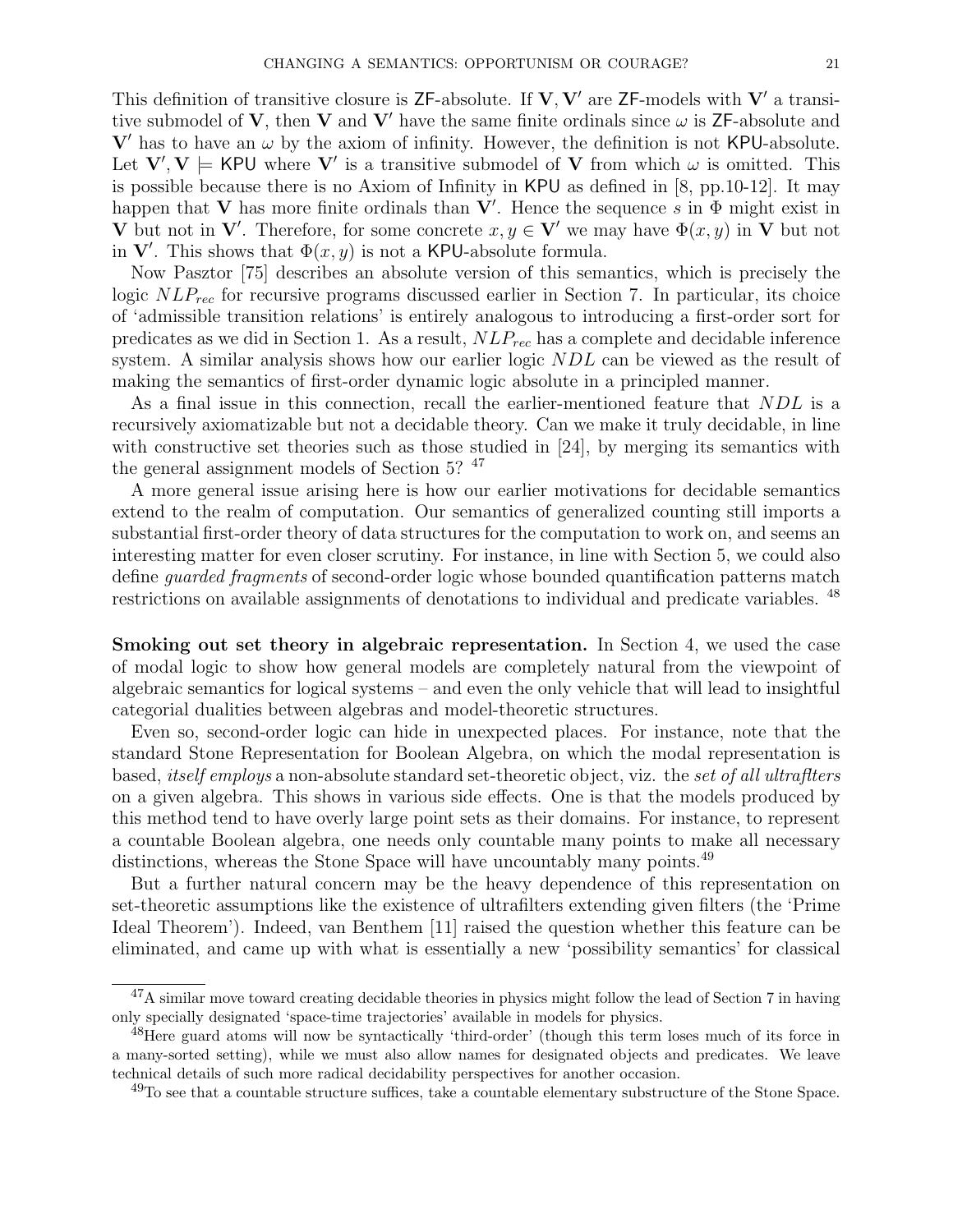This definition of transitive closure is ZF-absolute. If $\mathbf{V}, \mathbf{V}'$ are ZF-models with $\mathbf{V}'$ a transitive submodel of $\mathbf{V}$, then $\mathbf{V}$ and $\mathbf{V}'$ have the same finite ordinals since $\omega$ is ZF-absolute and $\mathbf{V}'$ has to have an $\omega$ by the axiom of infinity. However, the definition is not KPU-absolute. Let $\mathbf{V}', \mathbf{V} \models$ KPU where $\mathbf{V}'$ is a transitive submodel of $\mathbf{V}$ from which $\omega$ is omitted. This is possible because there is no Axiom of Infinity in KPU as defined in [8, pp.10-12]. It may happen that $\mathbf{V}$ has more finite ordinals than $\mathbf{V}'$. Hence the sequence $s$ in $\Phi$ might exist in $\mathbf{V}$ but not in $\mathbf{V}'$. Therefore, for some concrete $x, y \in \mathbf{V}'$ we may have $\Phi(x, y)$ in $\mathbf{V}$ but not in $\mathbf{V}'$. This shows that $\Phi(x, y)$ is not a KPU-absolute formula.

Now Pasztor [75] describes an absolute version of this semantics, which is precisely the logic $NLP_{rec}$ for recursive programs discussed earlier in Section 7. In particular, its choice of 'admissible transition relations' is entirely analogous to introducing a first-order sort for predicates as we did in Section 1. As a result, $NLP_{rec}$ has a complete and decidable inference system. A similar analysis shows how our earlier logic $NDL$ can be viewed as the result of making the semantics of first-order dynamic logic absolute in a principled manner.

As a final issue in this connection, recall the earlier-mentioned feature that $NDL$ is a recursively axiomatizable but not a decidable theory. Can we make it truly decidable, in line with constructive set theories such as those studied in [24], by merging its semantics with the general assignment models of Section 5? [47]

A more general issue arising here is how our earlier motivations for decidable semantics extend to the realm of computation. Our semantics of generalized counting still imports a substantial first-order theory of data structures for the computation to work on, and seems an interesting matter for even closer scrutiny. For instance, in line with Section 5, we could also define *guarded fragments* of second-order logic whose bounded quantification patterns match restrictions on available assignments of denotations to individual and predicate variables. [48]

**Smoking out set theory in algebraic representation.** In Section 4, we used the case of modal logic to show how general models are completely natural from the viewpoint of algebraic semantics for logical systems – and even the only vehicle that will lead to insightful categorial dualities between algebras and model-theoretic structures.

Even so, second-order logic can hide in unexpected places. For instance, note that the standard Stone Representation for Boolean Algebra, on which the modal representation is based, *itself employs* a non-absolute standard set-theoretic object, viz. the *set of all ultrafilters* on a given algebra. This shows in various side effects. One is that the models produced by this method tend to have overly large point sets as their domains. For instance, to represent a countable Boolean algebra, one needs only countable many points to make all necessary distinctions, whereas the Stone Space will have uncountably many points.[49]

But a further natural concern may be the heavy dependence of this representation on set-theoretic assumptions like the existence of ultrafilters extending given filters (the 'Prime Ideal Theorem'). Indeed, van Benthem [11] raised the question whether this feature can be eliminated, and came up with what is essentially a new 'possibility semantics' for classical

---

[47] A similar move toward creating decidable theories in physics might follow the lead of Section 7 in having only specially designated 'space-time trajectories' available in models for physics.

[48] Here guard atoms will now be syntactically 'third-order' (though this term loses much of its force in a many-sorted setting), while we must also allow names for designated objects and predicates. We leave technical details of such more radical decidability perspectives for another occasion.

[49] To see that a countable structure suffices, take a countable elementary substructure of the Stone Space.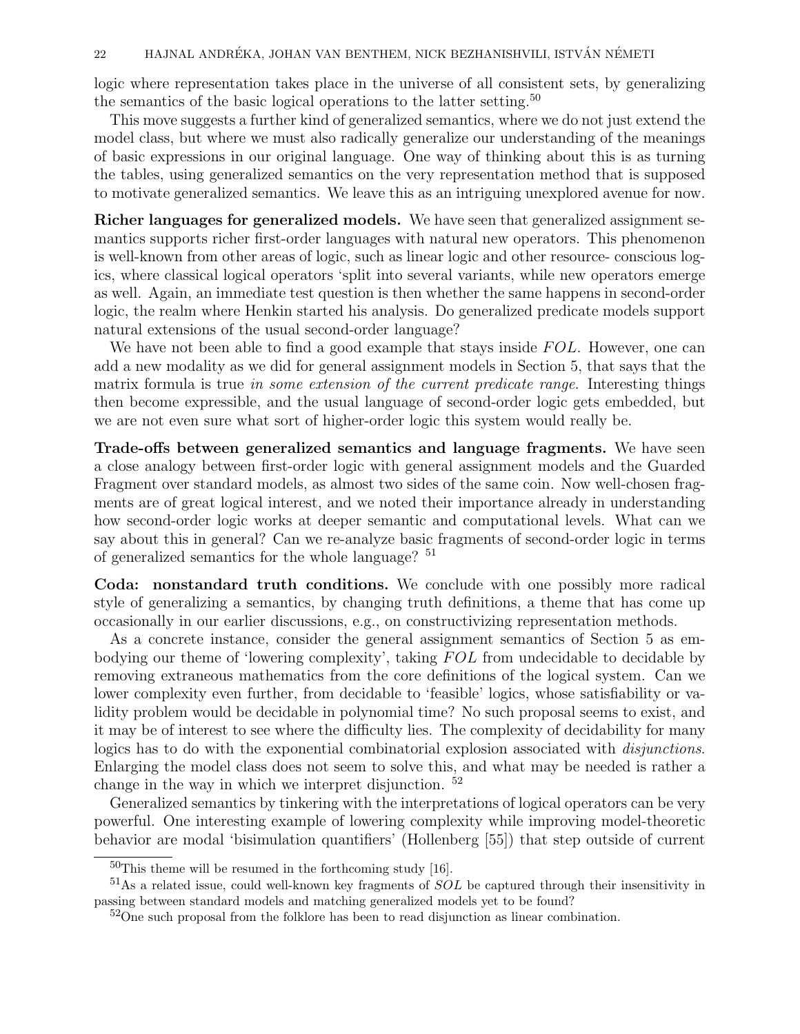logic where representation takes place in the universe of all consistent sets, by generalizing the semantics of the basic logical operations to the latter setting.[50]

This move suggests a further kind of generalized semantics, where we do not just extend the model class, but where we must also radically generalize our understanding of the meanings of basic expressions in our original language. One way of thinking about this is as turning the tables, using generalized semantics on the very representation method that is supposed to motivate generalized semantics. We leave this as an intriguing unexplored avenue for now.

**Richer languages for generalized models.** We have seen that generalized assignment semantics supports richer first-order languages with natural new operators. This phenomenon is well-known from other areas of logic, such as linear logic and other resource- conscious logics, where classical logical operators 'split into several variants, while new operators emerge as well. Again, an immediate test question is then whether the same happens in second-order logic, the realm where Henkin started his analysis. Do generalized predicate models support natural extensions of the usual second-order language?

We have not been able to find a good example that stays inside $FOL$. However, one can add a new modality as we did for general assignment models in Section 5, that says that the matrix formula is true *in some extension of the current predicate range*. Interesting things then become expressible, and the usual language of second-order logic gets embedded, but we are not even sure what sort of higher-order logic this system would really be.

**Trade-offs between generalized semantics and language fragments.** We have seen a close analogy between first-order logic with general assignment models and the Guarded Fragment over standard models, as almost two sides of the same coin. Now well-chosen fragments are of great logical interest, and we noted their importance already in understanding how second-order logic works at deeper semantic and computational levels. What can we say about this in general? Can we re-analyze basic fragments of second-order logic in terms of generalized semantics for the whole language? [51]

**Coda: nonstandard truth conditions.** We conclude with one possibly more radical style of generalizing a semantics, by changing truth definitions, a theme that has come up occasionally in our earlier discussions, e.g., on constructivizing representation methods.

As a concrete instance, consider the general assignment semantics of Section 5 as embodying our theme of 'lowering complexity', taking $FOL$ from undecidable to decidable by removing extraneous mathematics from the core definitions of the logical system. Can we lower complexity even further, from decidable to 'feasible' logics, whose satisfiability or validity problem would be decidable in polynomial time? No such proposal seems to exist, and it may be of interest to see where the difficulty lies. The complexity of decidability for many logics has to do with the exponential combinatorial explosion associated with *disjunctions*. Enlarging the model class does not seem to solve this, and what may be needed is rather a change in the way in which we interpret disjunction. [52]

Generalized semantics by tinkering with the interpretations of logical operators can be very powerful. One interesting example of lowering complexity while improving model-theoretic behavior are modal 'bisimulation quantifiers' (Hollenberg [55]) that step outside of current

---

[50] This theme will be resumed in the forthcoming study [16].

[51] As a related issue, could well-known key fragments of $SOL$ be captured through their insensitivity in passing between standard models and matching generalized models yet to be found?

[52] One such proposal from the folklore has been to read disjunction as linear combination.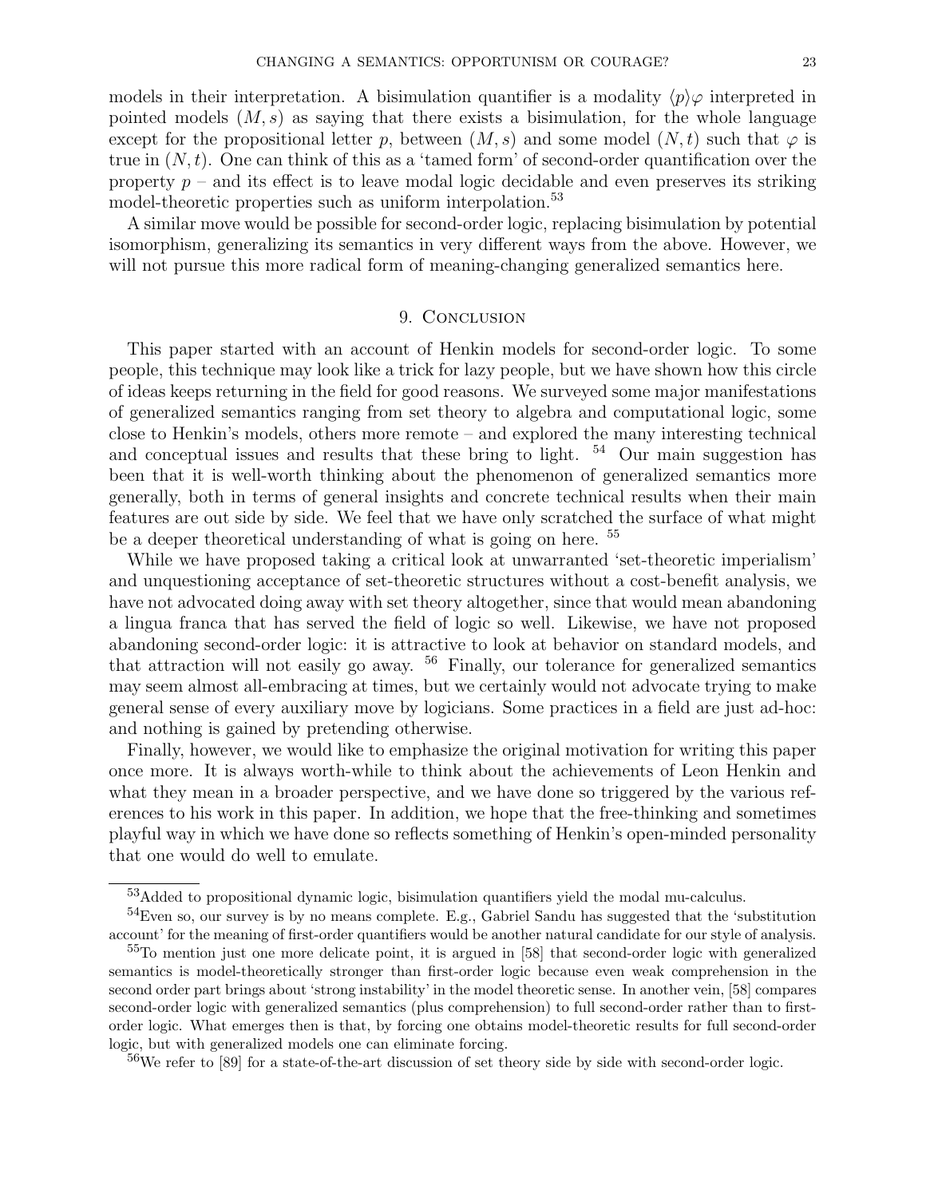models in their interpretation. A bisimulation quantifier is a modality $\langle p \rangle \varphi$ interpreted in pointed models $(M, s)$ as saying that there exists a bisimulation, for the whole language except for the propositional letter $p$, between $(M, s)$ and some model $(N, t)$ such that $\varphi$ is true in $(N, t)$. One can think of this as a 'tamed form' of second-order quantification over the property $p$ – and its effect is to leave modal logic decidable and even preserves its striking model-theoretic properties such as uniform interpolation.[53]

A similar move would be possible for second-order logic, replacing bisimulation by potential isomorphism, generalizing its semantics in very different ways from the above. However, we will not pursue this more radical form of meaning-changing generalized semantics here.

## 9. Conclusion

This paper started with an account of Henkin models for second-order logic. To some people, this technique may look like a trick for lazy people, but we have shown how this circle of ideas keeps returning in the field for good reasons. We surveyed some major manifestations of generalized semantics ranging from set theory to algebra and computational logic, some close to Henkin's models, others more remote – and explored the many interesting technical and conceptual issues and results that these bring to light. [54] Our main suggestion has been that it is well-worth thinking about the phenomenon of generalized semantics more generally, both in terms of general insights and concrete technical results when their main features are out side by side. We feel that we have only scratched the surface of what might be a deeper theoretical understanding of what is going on here. [55]

While we have proposed taking a critical look at unwarranted 'set-theoretic imperialism' and unquestioning acceptance of set-theoretic structures without a cost-benefit analysis, we have not advocated doing away with set theory altogether, since that would mean abandoning a lingua franca that has served the field of logic so well. Likewise, we have not proposed abandoning second-order logic: it is attractive to look at behavior on standard models, and that attraction will not easily go away. [56] Finally, our tolerance for generalized semantics may seem almost all-embracing at times, but we certainly would not advocate trying to make general sense of every auxiliary move by logicians. Some practices in a field are just ad-hoc: and nothing is gained by pretending otherwise.

Finally, however, we would like to emphasize the original motivation for writing this paper once more. It is always worth-while to think about the achievements of Leon Henkin and what they mean in a broader perspective, and we have done so triggered by the various references to his work in this paper. In addition, we hope that the free-thinking and sometimes playful way in which we have done so reflects something of Henkin's open-minded personality that one would do well to emulate.

---

[53] Added to propositional dynamic logic, bisimulation quantifiers yield the modal mu-calculus.

[54] Even so, our survey is by no means complete. E.g., Gabriel Sandu has suggested that the 'substitution account' for the meaning of first-order quantifiers would be another natural candidate for our style of analysis.

[55] To mention just one more delicate point, it is argued in [58] that second-order logic with generalized semantics is model-theoretically stronger than first-order logic because even weak comprehension in the second order part brings about 'strong instability' in the model theoretic sense. In another vein, [58] compares second-order logic with generalized semantics (plus comprehension) to full second-order rather than to first-order logic. What emerges then is that, by forcing one obtains model-theoretic results for full second-order logic, but with generalized models one can eliminate forcing.

[56] We refer to [89] for a state-of-the-art discussion of set theory side by side with second-order logic.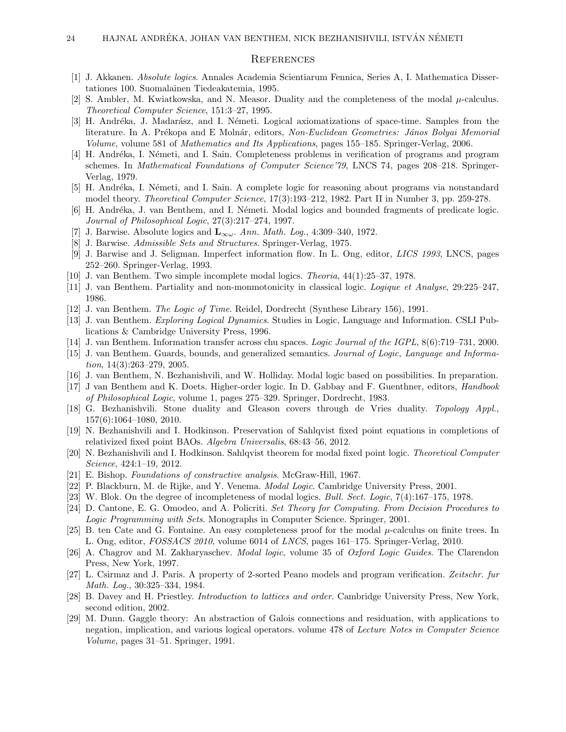## References

[1] J. Akkanen. *Absolute logics*. Annales Academia Scientiarum Fennica, Series A, I. Mathematica Dissertationes 100. Suomalainen Tiedeakatemia, 1995.

[2] S. Ambler, M. Kwiatkowska, and N. Measor. Duality and the completeness of the modal $\mu$-calculus. *Theoretical Computer Science*, 151:3–27, 1995.

[3] H. Andréka, J. Madarász, and I. Németi. Logical axiomatizations of space-time. Samples from the literature. In A. Prékopa and E Molnár, editors, *Non-Euclidean Geometries: János Bolyai Memorial Volume*, volume 581 of *Mathematics and Its Applications*, pages 155–185. Springer-Verlag, 2006.

[4] H. Andréka, I. Németi, and I. Sain. Completeness problems in verification of programs and program schemes. In *Mathematical Foundations of Computer Science'79*, LNCS 74, pages 208–218. Springer-Verlag, 1979.

[5] H. Andréka, I. Németi, and I. Sain. A complete logic for reasoning about programs via nonstandard model theory. *Theoretical Computer Science*, 17(3):193–212, 1982. Part II in Number 3, pp. 259-278.

[6] H. Andréka, J. van Benthem, and I. Németi. Modal logics and bounded fragments of predicate logic. *Journal of Philosophical Logic*, 27(3):217–274, 1997.

[7] J. Barwise. Absolute logics and $\mathbf{L}_{\infty\omega}$. *Ann. Math. Log.*, 4:309–340, 1972.

[8] J. Barwise. *Admissible Sets and Structures*. Springer-Verlag, 1975.

[9] J. Barwise and J. Seligman. Imperfect information flow. In L. Ong, editor, *LICS 1993*, LNCS, pages 252–260. Springer-Verlag, 1993.

[10] J. van Benthem. Two simple incomplete modal logics. *Theoria*, 44(1):25–37, 1978.

[11] J. van Benthem. Partiality and non-monmotonicity in classical logic. *Logique et Analyse*, 29:225–247, 1986.

[12] J. van Benthem. *The Logic of Time*. Reidel, Dordrecht (Synthese Library 156), 1991.

[13] J. van Benthem. *Exploring Logical Dynamics*. Studies in Logic, Language and Information. CSLI Publications & Cambridge University Press, 1996.

[14] J. van Benthem. Information transfer across chu spaces. *Logic Journal of the IGPL*, 8(6):719–731, 2000.

[15] J. van Benthem. Guards, bounds, and generalized semantics. *Journal of Logic, Language and Information*, 14(3):263–279, 2005.

[16] J. van Benthem, N. Bezhanishvili, and W. Holliday. Modal logic based on possibilities. In preparation.

[17] J van Benthem and K. Doets. Higher-order logic. In D. Gabbay and F. Guenthner, editors, *Handbook of Philosophical Logic*, volume 1, pages 275–329. Springer, Dordrecht, 1983.

[18] G. Bezhanishvili. Stone duality and Gleason covers through de Vries duality. *Topology Appl.*, 157(6):1064–1080, 2010.

[19] N. Bezhanishvili and I. Hodkinson. Preservation of Sahlqvist fixed point equations in completions of relativized fixed point BAOs. *Algebra Universalis*, 68:43–56, 2012.

[20] N. Bezhanishvili and I. Hodkinson. Sahlqvist theorem for modal fixed point logic. *Theoretical Computer Science*, 424:1–19, 2012.

[21] E. Bishop. *Foundations of constructive analysis*. McGraw-Hill, 1967.

[22] P. Blackburn, M. de Rijke, and Y. Venema. *Modal Logic*. Cambridge University Press, 2001.

[23] W. Blok. On the degree of incompleteness of modal logics. *Bull. Sect. Logic*, 7(4):167–175, 1978.

[24] D. Cantone, E. G. Omodeo, and A. Policriti. *Set Theory for Computing. From Decision Procedures to Logic Programming with Sets*. Monographs in Computer Science. Springer, 2001.

[25] B. ten Cate and G. Fontaine. An easy completeness proof for the modal $\mu$-calculus on finite trees. In L. Ong, editor, *FOSSACS 2010*, volume 6014 of *LNCS*, pages 161–175. Springer-Verlag, 2010.

[26] A. Chagrov and M. Zakharyaschev. *Modal logic*, volume 35 of *Oxford Logic Guides*. The Clarendon Press, New York, 1997.

[27] L. Csirmaz and J. Paris. A property of 2-sorted Peano models and program verification. *Zeitschr. fur Math. Log.*, 30:325–334, 1984.

[28] B. Davey and H. Priestley. *Introduction to lattices and order*. Cambridge University Press, New York, second edition, 2002.

[29] M. Dunn. Gaggle theory: An abstraction of Galois connections and residuation, with applications to negation, implication, and various logical operators. volume 478 of *Lecture Notes in Computer Science Volume*, pages 31–51. Springer, 1991.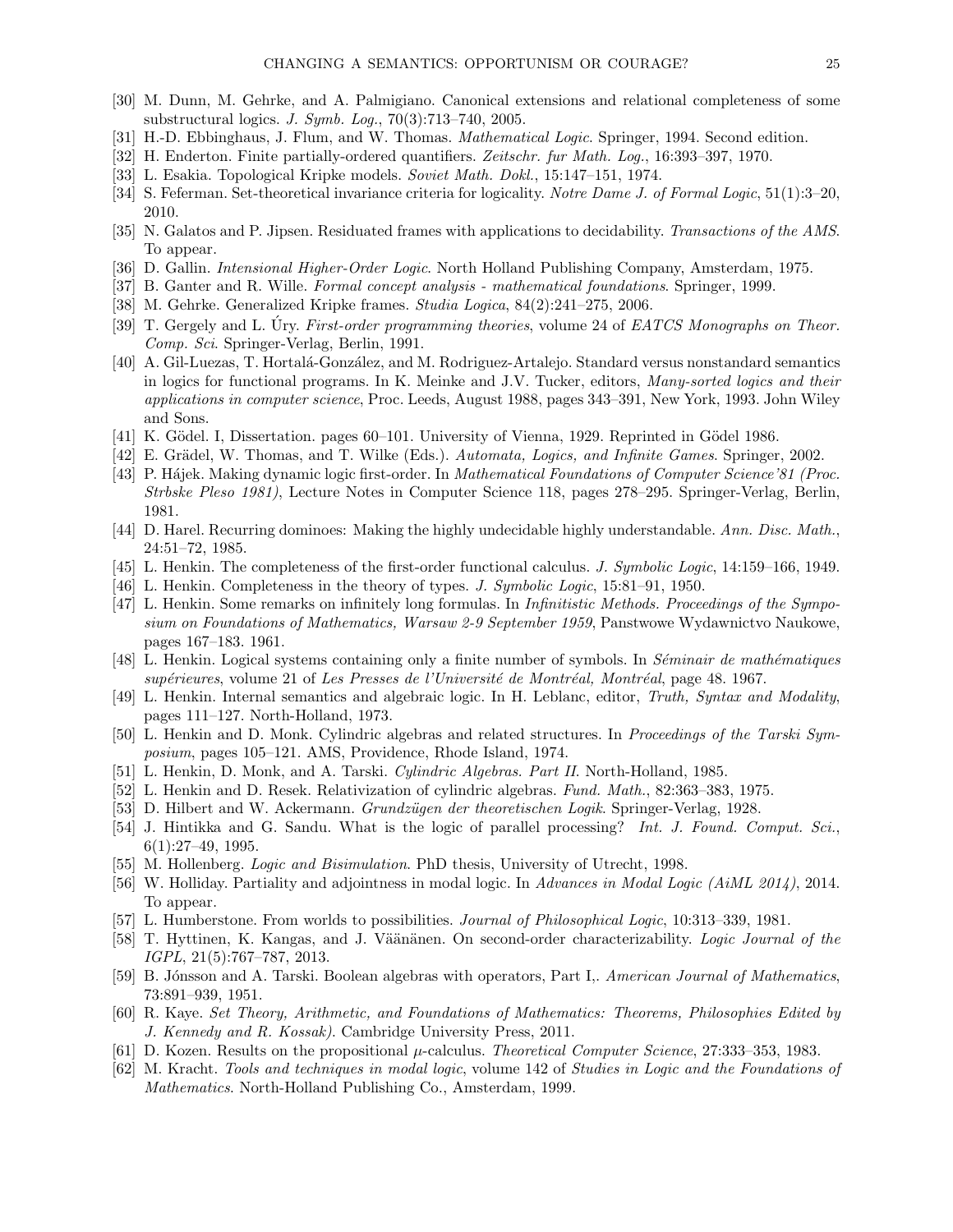[30] M. Dunn, M. Gehrke, and A. Palmigiano. Canonical extensions and relational completeness of some substructural logics. *J. Symb. Log.*, 70(3):713–740, 2005.

[31] H.-D. Ebbinghaus, J. Flum, and W. Thomas. *Mathematical Logic*. Springer, 1994. Second edition.

[32] H. Enderton. Finite partially-ordered quantifiers. *Zeitschr. fur Math. Log.*, 16:393–397, 1970.

[33] L. Esakia. Topological Kripke models. *Soviet Math. Dokl.*, 15:147–151, 1974.

[34] S. Feferman. Set-theoretical invariance criteria for logicality. *Notre Dame J. of Formal Logic*, 51(1):3–20, 2010.

[35] N. Galatos and P. Jipsen. Residuated frames with applications to decidability. *Transactions of the AMS*. To appear.

[36] D. Gallin. *Intensional Higher-Order Logic*. North Holland Publishing Company, Amsterdam, 1975.

[37] B. Ganter and R. Wille. *Formal concept analysis - mathematical foundations*. Springer, 1999.

[38] M. Gehrke. Generalized Kripke frames. *Studia Logica*, 84(2):241–275, 2006.

[39] T. Gergely and L. Úry. *First-order programming theories*, volume 24 of *EATCS Monographs on Theor. Comp. Sci*. Springer-Verlag, Berlin, 1991.

[40] A. Gil-Luezas, T. Hortalá-González, and M. Rodriguez-Artalejo. Standard versus nonstandard semantics in logics for functional programs. In K. Meinke and J.V. Tucker, editors, *Many-sorted logics and their applications in computer science*, Proc. Leeds, August 1988, pages 343–391, New York, 1993. John Wiley and Sons.

[41] K. Gödel. I, Dissertation. pages 60–101. University of Vienna, 1929. Reprinted in Gödel 1986.

[42] E. Grädel, W. Thomas, and T. Wilke (Eds.). *Automata, Logics, and Infinite Games*. Springer, 2002.

[43] P. Hájek. Making dynamic logic first-order. In *Mathematical Foundations of Computer Science'81 (Proc. Strbske Pleso 1981)*, Lecture Notes in Computer Science 118, pages 278–295. Springer-Verlag, Berlin, 1981.

[44] D. Harel. Recurring dominoes: Making the highly undecidable highly understandable. *Ann. Disc. Math.*, 24:51–72, 1985.

[45] L. Henkin. The completeness of the first-order functional calculus. *J. Symbolic Logic*, 14:159–166, 1949.

[46] L. Henkin. Completeness in the theory of types. *J. Symbolic Logic*, 15:81–91, 1950.

[47] L. Henkin. Some remarks on infinitely long formulas. In *Infinitistic Methods. Proceedings of the Symposium on Foundations of Mathematics, Warsaw 2-9 September 1959*, Panstwowe Wydawnictvo Naukowe, pages 167–183. 1961.

[48] L. Henkin. Logical systems containing only a finite number of symbols. In *Séminair de mathématiques supérieures*, volume 21 of *Les Presses de l'Université de Montréal, Montréal*, page 48. 1967.

[49] L. Henkin. Internal semantics and algebraic logic. In H. Leblanc, editor, *Truth, Syntax and Modality*, pages 111–127. North-Holland, 1973.

[50] L. Henkin and D. Monk. Cylindric algebras and related structures. In *Proceedings of the Tarski Symposium*, pages 105–121. AMS, Providence, Rhode Island, 1974.

[51] L. Henkin, D. Monk, and A. Tarski. *Cylindric Algebras. Part II*. North-Holland, 1985.

[52] L. Henkin and D. Resek. Relativization of cylindric algebras. *Fund. Math.*, 82:363–383, 1975.

[53] D. Hilbert and W. Ackermann. *Grundzügen der theoretischen Logik*. Springer-Verlag, 1928.

[54] J. Hintikka and G. Sandu. What is the logic of parallel processing? *Int. J. Found. Comput. Sci.*, 6(1):27–49, 1995.

[55] M. Hollenberg. *Logic and Bisimulation*. PhD thesis, University of Utrecht, 1998.

[56] W. Holliday. Partiality and adjointness in modal logic. In *Advances in Modal Logic (AiML 2014)*, 2014. To appear.

[57] L. Humberstone. From worlds to possibilities. *Journal of Philosophical Logic*, 10:313–339, 1981.

[58] T. Hyttinen, K. Kangas, and J. Väänänen. On second-order characterizability. *Logic Journal of the IGPL*, 21(5):767–787, 2013.

[59] B. Jónsson and A. Tarski. Boolean algebras with operators, Part I,. *American Journal of Mathematics*, 73:891–939, 1951.

[60] R. Kaye. *Set Theory, Arithmetic, and Foundations of Mathematics: Theorems, Philosophies Edited by J. Kennedy and R. Kossak)*. Cambridge University Press, 2011.

[61] D. Kozen. Results on the propositional $\mu$-calculus. *Theoretical Computer Science*, 27:333–353, 1983.

[62] M. Kracht. *Tools and techniques in modal logic*, volume 142 of *Studies in Logic and the Foundations of Mathematics*. North-Holland Publishing Co., Amsterdam, 1999.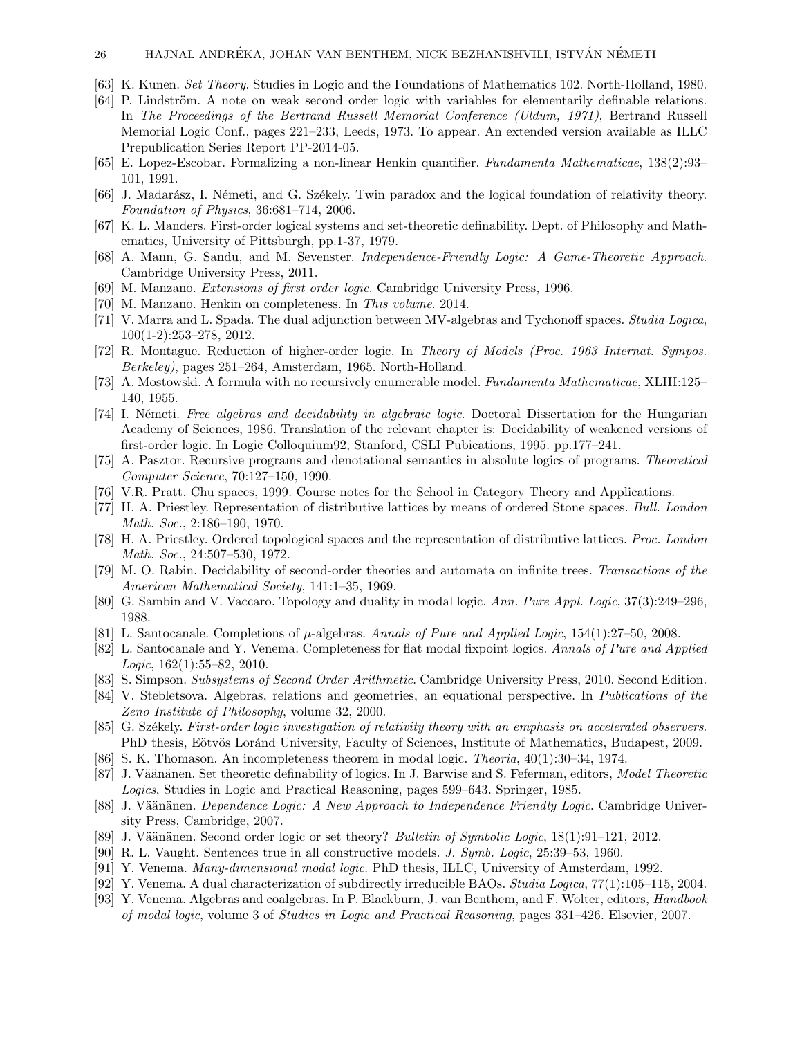- [63] K. Kunen. *Set Theory*. Studies in Logic and the Foundations of Mathematics 102. North-Holland, 1980.
- [64] P. Lindström. A note on weak second order logic with variables for elementarily definable relations. In *The Proceedings of the Bertrand Russell Memorial Conference (Uldum, 1971)*, Bertrand Russell Memorial Logic Conf., pages 221–233, Leeds, 1973. To appear. An extended version available as ILLC Prepublication Series Report PP-2014-05.
- [65] E. Lopez-Escobar. Formalizing a non-linear Henkin quantifier. *Fundamenta Mathematicae*, 138(2):93–101, 1991.
- [66] J. Madarász, I. Németi, and G. Székely. Twin paradox and the logical foundation of relativity theory. *Foundation of Physics*, 36:681–714, 2006.
- [67] K. L. Manders. First-order logical systems and set-theoretic definability. Dept. of Philosophy and Mathematics, University of Pittsburgh, pp.1-37, 1979.
- [68] A. Mann, G. Sandu, and M. Sevenster. *Independence-Friendly Logic: A Game-Theoretic Approach*. Cambridge University Press, 2011.
- [69] M. Manzano. *Extensions of first order logic*. Cambridge University Press, 1996.
- [70] M. Manzano. Henkin on completeness. In *This volume*. 2014.
- [71] V. Marra and L. Spada. The dual adjunction between MV-algebras and Tychonoff spaces. *Studia Logica*, 100(1-2):253–278, 2012.
- [72] R. Montague. Reduction of higher-order logic. In *Theory of Models (Proc. 1963 Internat. Sympos. Berkeley)*, pages 251–264, Amsterdam, 1965. North-Holland.
- [73] A. Mostowski. A formula with no recursively enumerable model. *Fundamenta Mathematicae*, XLIII:125–140, 1955.
- [74] I. Németi. *Free algebras and decidability in algebraic logic*. Doctoral Dissertation for the Hungarian Academy of Sciences, 1986. Translation of the relevant chapter is: Decidability of weakened versions of first-order logic. In Logic Colloquium92, Stanford, CSLI Pubications, 1995. pp.177–241.
- [75] A. Pasztor. Recursive programs and denotational semantics in absolute logics of programs. *Theoretical Computer Science*, 70:127–150, 1990.
- [76] V.R. Pratt. Chu spaces, 1999. Course notes for the School in Category Theory and Applications.
- [77] H. A. Priestley. Representation of distributive lattices by means of ordered Stone spaces. *Bull. London Math. Soc.*, 2:186–190, 1970.
- [78] H. A. Priestley. Ordered topological spaces and the representation of distributive lattices. *Proc. London Math. Soc.*, 24:507–530, 1972.
- [79] M. O. Rabin. Decidability of second-order theories and automata on infinite trees. *Transactions of the American Mathematical Society*, 141:1–35, 1969.
- [80] G. Sambin and V. Vaccaro. Topology and duality in modal logic. *Ann. Pure Appl. Logic*, 37(3):249–296, 1988.
- [81] L. Santocanale. Completions of $\mu$-algebras. *Annals of Pure and Applied Logic*, 154(1):27–50, 2008.
- [82] L. Santocanale and Y. Venema. Completeness for flat modal fixpoint logics. *Annals of Pure and Applied Logic*, 162(1):55–82, 2010.
- [83] S. Simpson. *Subsystems of Second Order Arithmetic*. Cambridge University Press, 2010. Second Edition.
- [84] V. Stebletsova. Algebras, relations and geometries, an equational perspective. In *Publications of the Zeno Institute of Philosophy*, volume 32, 2000.
- [85] G. Székely. *First-order logic investigation of relativity theory with an emphasis on accelerated observers*. PhD thesis, Eötvös Loránd University, Faculty of Sciences, Institute of Mathematics, Budapest, 2009.
- [86] S. K. Thomason. An incompleteness theorem in modal logic. *Theoria*, 40(1):30–34, 1974.
- [87] J. Väänänen. Set theoretic definability of logics. In J. Barwise and S. Feferman, editors, *Model Theoretic Logics*, Studies in Logic and Practical Reasoning, pages 599–643. Springer, 1985.
- [88] J. Väänänen. *Dependence Logic: A New Approach to Independence Friendly Logic*. Cambridge University Press, Cambridge, 2007.
- [89] J. Väänänen. Second order logic or set theory? *Bulletin of Symbolic Logic*, 18(1):91–121, 2012.
- [90] R. L. Vaught. Sentences true in all constructive models. *J. Symb. Logic*, 25:39–53, 1960.
- [91] Y. Venema. *Many-dimensional modal logic*. PhD thesis, ILLC, University of Amsterdam, 1992.
- [92] Y. Venema. A dual characterization of subdirectly irreducible BAOs. *Studia Logica*, 77(1):105–115, 2004.
- [93] Y. Venema. Algebras and coalgebras. In P. Blackburn, J. van Benthem, and F. Wolter, editors, *Handbook of modal logic*, volume 3 of *Studies in Logic and Practical Reasoning*, pages 331–426. Elsevier, 2007.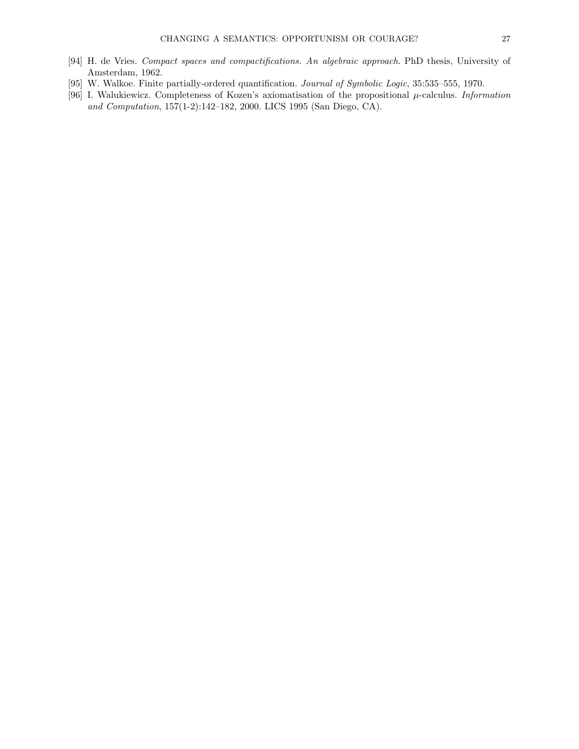[94] H. de Vries. *Compact spaces and compactifications. An algebraic approach*. PhD thesis, University of Amsterdam, 1962.

[95] W. Walkoe. Finite partially-ordered quantification. *Journal of Symbolic Logic*, 35:535–555, 1970.

[96] I. Walukiewicz. Completeness of Kozen's axiomatisation of the propositional $\mu$-calculus. *Information and Computation*, 157(1-2):142–182, 2000. LICS 1995 (San Diego, CA).